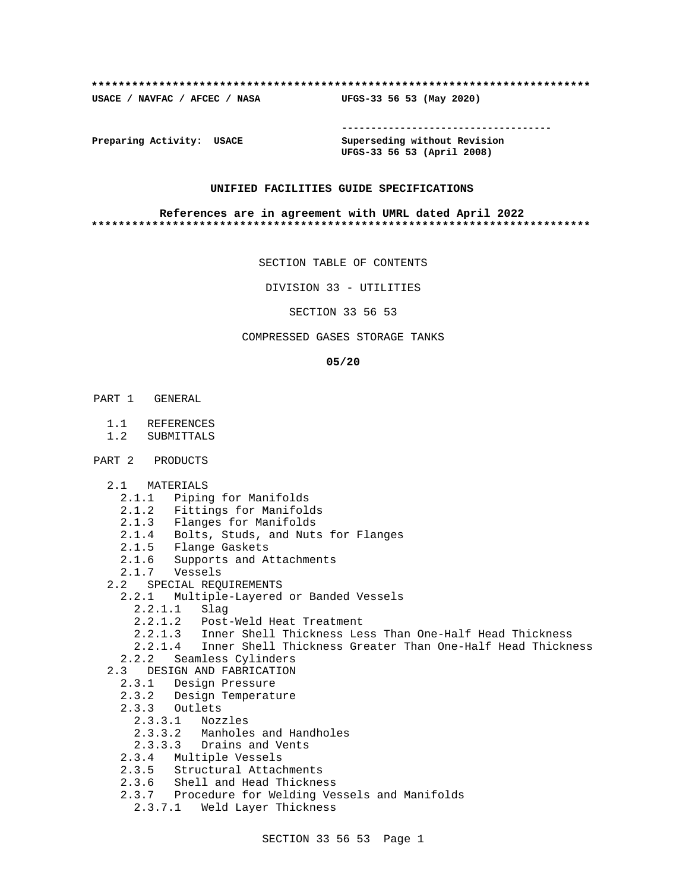**************************************************************************

**USACE / NAVFAC / AFCEC / NASA UFGS-33 56 53 (May 2020)**

-----------------------------------

**Preparing Activity: USACE**

**Superseding without Revision**
**UFGS-33 56 53 (April 2008)**

**UNIFIED FACILITIES GUIDE SPECIFICATIONS**

**References are in agreement with UMRL dated April 2022**

**************************************************************************

SECTION TABLE OF CONTENTS

DIVISION 33 - UTILITIES

SECTION 33 56 53

COMPRESSED GASES STORAGE TANKS

**05/20**

PART 1 GENERAL

- 1.1 REFERENCES
- 1.2 SUBMITTALS

PART 2 PRODUCTS

- 2.1 MATERIALS
  - 2.1.1 Piping for Manifolds
  - 2.1.2 Fittings for Manifolds
  - 2.1.3 Flanges for Manifolds
  - 2.1.4 Bolts, Studs, and Nuts for Flanges
  - 2.1.5 Flange Gaskets
  - 2.1.6 Supports and Attachments
  - 2.1.7 Vessels
- 2.2 SPECIAL REQUIREMENTS
  - 2.2.1 Multiple-Layered or Banded Vessels
    - 2.2.1.1 Slag
    - 2.2.1.2 Post-Weld Heat Treatment
    - 2.2.1.3 Inner Shell Thickness Less Than One-Half Head Thickness
    - 2.2.1.4 Inner Shell Thickness Greater Than One-Half Head Thickness
  - 2.2.2 Seamless Cylinders
- 2.3 DESIGN AND FABRICATION
  - 2.3.1 Design Pressure
  - 2.3.2 Design Temperature
  - 2.3.3 Outlets
    - 2.3.3.1 Nozzles
    - 2.3.3.2 Manholes and Handholes
    - 2.3.3.3 Drains and Vents
  - 2.3.4 Multiple Vessels
  - 2.3.5 Structural Attachments
  - 2.3.6 Shell and Head Thickness
  - 2.3.7 Procedure for Welding Vessels and Manifolds
    - 2.3.7.1 Weld Layer Thickness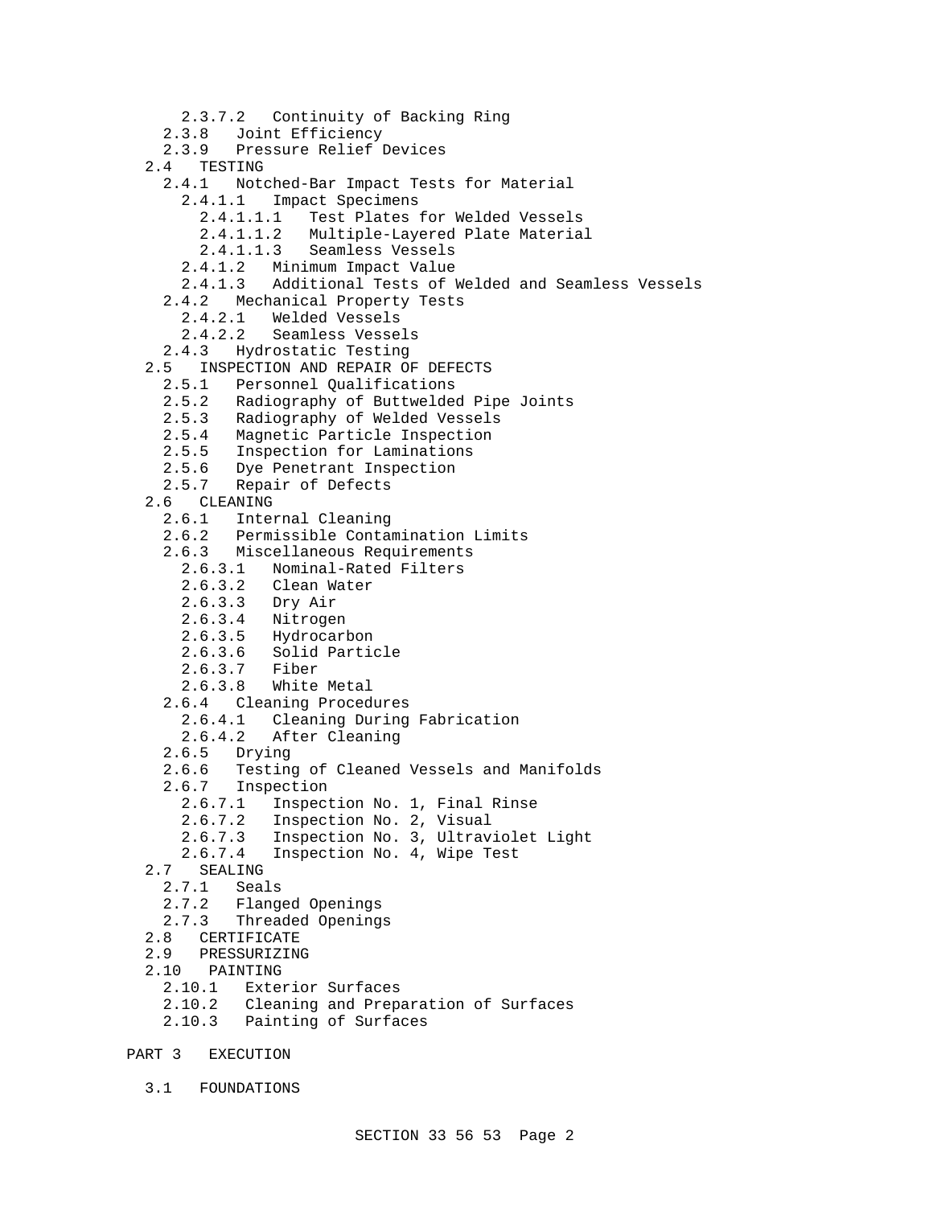2.3.7.2 Continuity of Backing Ring
2.3.8 Joint Efficiency
2.3.9 Pressure Relief Devices
2.4 TESTING
2.4.1 Notched-Bar Impact Tests for Material
2.4.1.1 Impact Specimens
2.4.1.1.1 Test Plates for Welded Vessels
2.4.1.1.2 Multiple-Layered Plate Material
2.4.1.1.3 Seamless Vessels
2.4.1.2 Minimum Impact Value
2.4.1.3 Additional Tests of Welded and Seamless Vessels
2.4.2 Mechanical Property Tests
2.4.2.1 Welded Vessels
2.4.2.2 Seamless Vessels
2.4.3 Hydrostatic Testing
2.5 INSPECTION AND REPAIR OF DEFECTS
2.5.1 Personnel Qualifications
2.5.2 Radiography of Buttwelded Pipe Joints
2.5.3 Radiography of Welded Vessels
2.5.4 Magnetic Particle Inspection
2.5.5 Inspection for Laminations
2.5.6 Dye Penetrant Inspection
2.5.7 Repair of Defects
2.6 CLEANING
2.6.1 Internal Cleaning
2.6.2 Permissible Contamination Limits
2.6.3 Miscellaneous Requirements
2.6.3.1 Nominal-Rated Filters
2.6.3.2 Clean Water
2.6.3.3 Dry Air
2.6.3.4 Nitrogen
2.6.3.5 Hydrocarbon
2.6.3.6 Solid Particle
2.6.3.7 Fiber
2.6.3.8 White Metal
2.6.4 Cleaning Procedures
2.6.4.1 Cleaning During Fabrication
2.6.4.2 After Cleaning
2.6.5 Drying
2.6.6 Testing of Cleaned Vessels and Manifolds
2.6.7 Inspection
2.6.7.1 Inspection No. 1, Final Rinse
2.6.7.2 Inspection No. 2, Visual
2.6.7.3 Inspection No. 3, Ultraviolet Light
2.6.7.4 Inspection No. 4, Wipe Test
2.7 SEALING
2.7.1 Seals
2.7.2 Flanged Openings
2.7.3 Threaded Openings
2.8 CERTIFICATE
2.9 PRESSURIZING
2.10 PAINTING
2.10.1 Exterior Surfaces
2.10.2 Cleaning and Preparation of Surfaces
2.10.3 Painting of Surfaces

PART 3 EXECUTION

3.1 FOUNDATIONS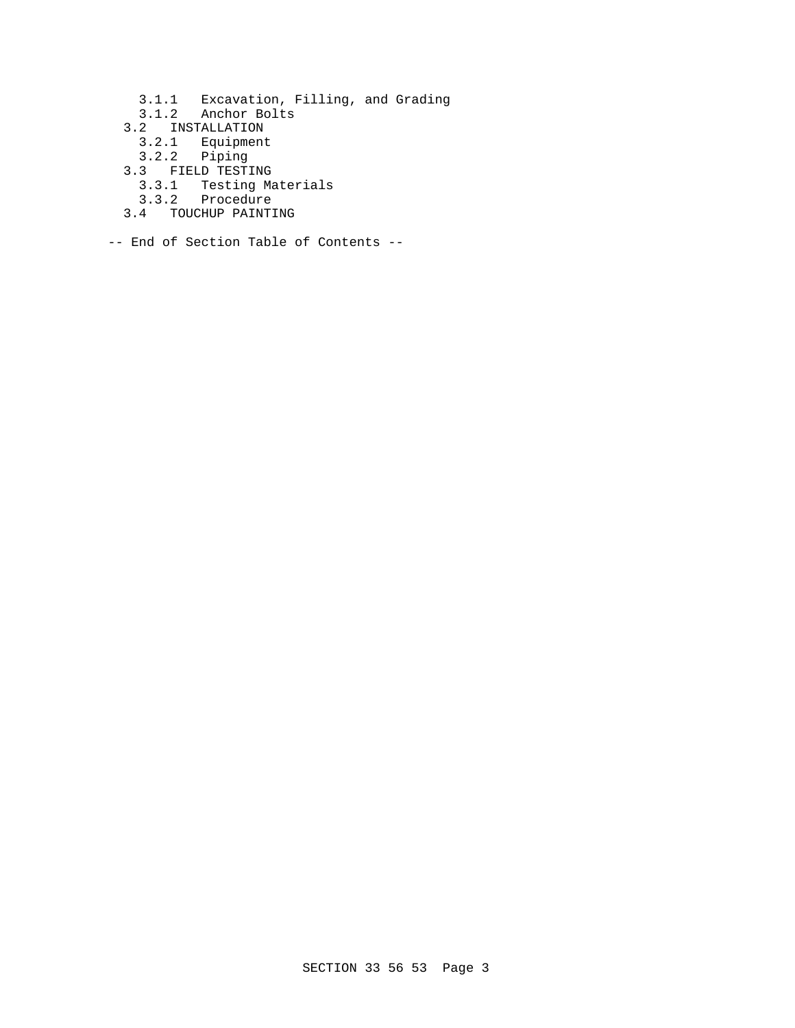3.1.1   Excavation, Filling, and Grading
    3.1.2   Anchor Bolts
  3.2   INSTALLATION
    3.2.1   Equipment
    3.2.2   Piping
  3.3   FIELD TESTING
    3.3.1   Testing Materials
    3.3.2   Procedure
  3.4   TOUCHUP PAINTING

-- End of Section Table of Contents --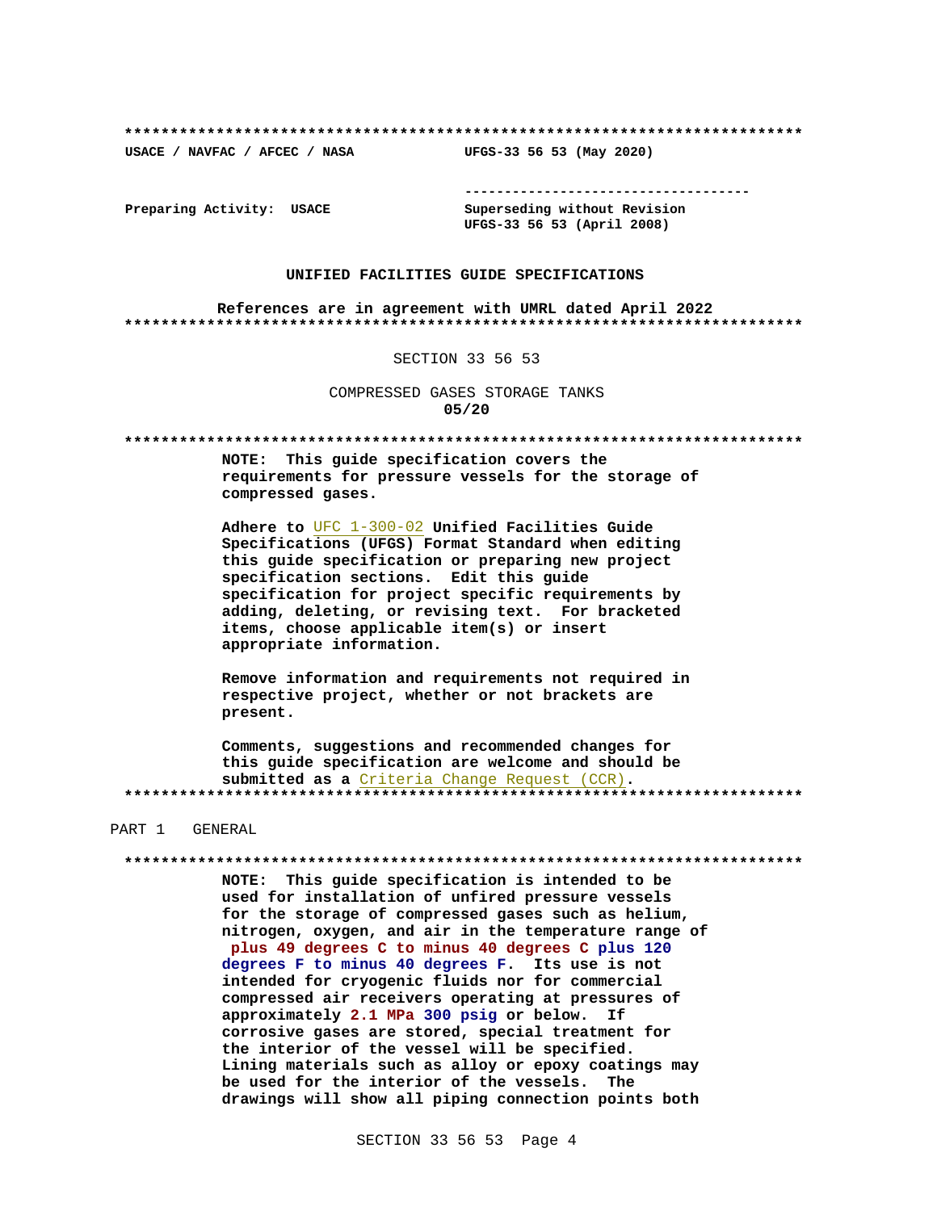**************************************************************************

USACE / NAVFAC / AFCEC / NASA UFGS-33 56 53 (May 2020)

-----------------------------------

Preparing Activity: USACE

Superseding without Revision
UFGS-33 56 53 (April 2008)

**UNIFIED FACILITIES GUIDE SPECIFICATIONS**

**References are in agreement with UMRL dated April 2022**

**************************************************************************

SECTION 33 56 53

COMPRESSED GASES STORAGE TANKS
**05/20**

**************************************************************************

**NOTE: This guide specification covers the requirements for pressure vessels for the storage of compressed gases.**

**Adhere to** UFC 1-300-02 **Unified Facilities Guide Specifications (UFGS) Format Standard when editing this guide specification or preparing new project specification sections. Edit this guide specification for project specific requirements by adding, deleting, or revising text. For bracketed items, choose applicable item(s) or insert appropriate information.**

**Remove information and requirements not required in respective project, whether or not brackets are present.**

**Comments, suggestions and recommended changes for this guide specification are welcome and should be submitted as a** Criteria Change Request (CCR)**.**

**************************************************************************

PART 1 GENERAL

**************************************************************************

**NOTE: This guide specification is intended to be used for installation of unfired pressure vessels for the storage of compressed gases such as helium, nitrogen, oxygen, and air in the temperature range of plus 49 degrees C to minus 40 degrees C plus 120 degrees F to minus 40 degrees F. Its use is not intended for cryogenic fluids nor for commercial compressed air receivers operating at pressures of approximately 2.1 MPa 300 psig or below. If corrosive gases are stored, special treatment for the interior of the vessel will be specified. Lining materials such as alloy or epoxy coatings may be used for the interior of the vessels. The drawings will show all piping connection points both**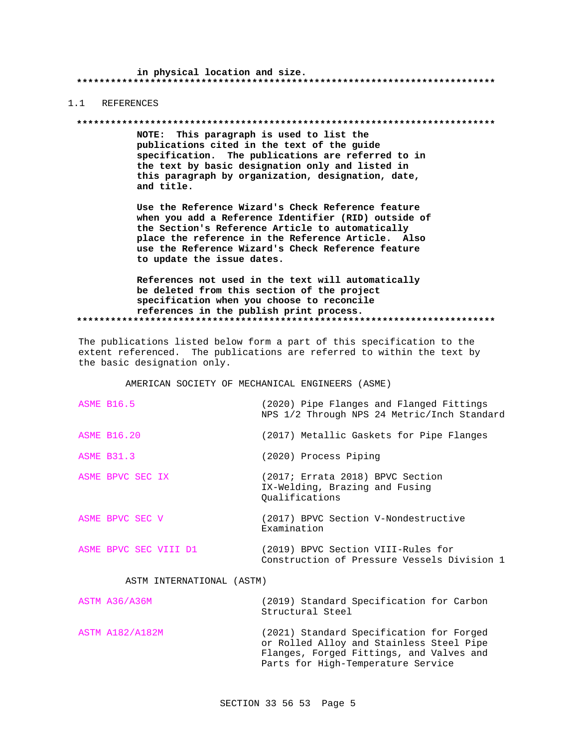**in physical location and size.**
**************************************************************************

## 1.1 REFERENCES

**************************************************************************

**NOTE: This paragraph is used to list the publications cited in the text of the guide specification. The publications are referred to in the text by basic designation only and listed in this paragraph by organization, designation, date, and title.**

**Use the Reference Wizard's Check Reference feature when you add a Reference Identifier (RID) outside of the Section's Reference Article to automatically place the reference in the Reference Article. Also use the Reference Wizard's Check Reference feature to update the issue dates.**

**References not used in the text will automatically be deleted from this section of the project specification when you choose to reconcile references in the publish print process.**

**************************************************************************

The publications listed below form a part of this specification to the extent referenced. The publications are referred to within the text by the basic designation only.

AMERICAN SOCIETY OF MECHANICAL ENGINEERS (ASME)

| | |
|---|---|
| ASME B16.5 | (2020) Pipe Flanges and Flanged Fittings NPS 1/2 Through NPS 24 Metric/Inch Standard |
| ASME B16.20 | (2017) Metallic Gaskets for Pipe Flanges |
| ASME B31.3 | (2020) Process Piping |
| ASME BPVC SEC IX | (2017; Errata 2018) BPVC Section IX-Welding, Brazing and Fusing Qualifications |
| ASME BPVC SEC V | (2017) BPVC Section V-Nondestructive Examination |
| ASME BPVC SEC VIII D1 | (2019) BPVC Section VIII-Rules for Construction of Pressure Vessels Division 1 |

ASTM INTERNATIONAL (ASTM)

| | |
|---|---|
| ASTM A36/A36M | (2019) Standard Specification for Carbon Structural Steel |
| ASTM A182/A182M | (2021) Standard Specification for Forged or Rolled Alloy and Stainless Steel Pipe Flanges, Forged Fittings, and Valves and Parts for High-Temperature Service |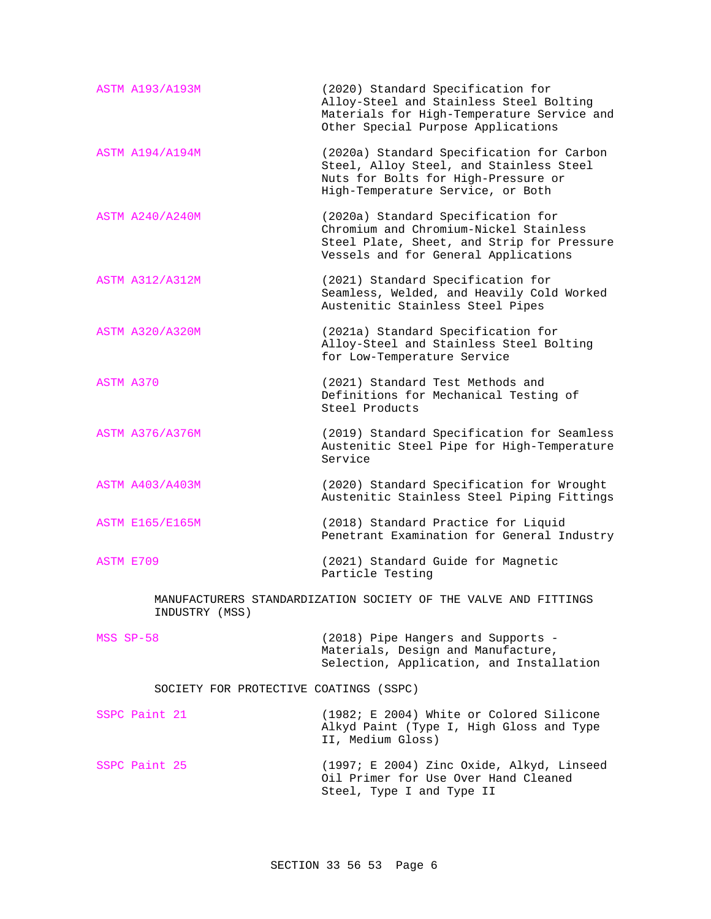ASTM A193/A193M (2020) Standard Specification for Alloy-Steel and Stainless Steel Bolting Materials for High-Temperature Service and Other Special Purpose Applications

ASTM A194/A194M (2020a) Standard Specification for Carbon Steel, Alloy Steel, and Stainless Steel Nuts for Bolts for High-Pressure or High-Temperature Service, or Both

ASTM A240/A240M (2020a) Standard Specification for Chromium and Chromium-Nickel Stainless Steel Plate, Sheet, and Strip for Pressure Vessels and for General Applications

ASTM A312/A312M (2021) Standard Specification for Seamless, Welded, and Heavily Cold Worked Austenitic Stainless Steel Pipes

ASTM A320/A320M (2021a) Standard Specification for Alloy-Steel and Stainless Steel Bolting for Low-Temperature Service

ASTM A370 (2021) Standard Test Methods and Definitions for Mechanical Testing of Steel Products

ASTM A376/A376M (2019) Standard Specification for Seamless Austenitic Steel Pipe for High-Temperature Service

ASTM A403/A403M (2020) Standard Specification for Wrought Austenitic Stainless Steel Piping Fittings

ASTM E165/E165M (2018) Standard Practice for Liquid Penetrant Examination for General Industry

ASTM E709 (2021) Standard Guide for Magnetic Particle Testing

MANUFACTURERS STANDARDIZATION SOCIETY OF THE VALVE AND FITTINGS INDUSTRY (MSS)

MSS SP-58 (2018) Pipe Hangers and Supports - Materials, Design and Manufacture, Selection, Application, and Installation

SOCIETY FOR PROTECTIVE COATINGS (SSPC)

SSPC Paint 21 (1982; E 2004) White or Colored Silicone Alkyd Paint (Type I, High Gloss and Type II, Medium Gloss)

SSPC Paint 25 (1997; E 2004) Zinc Oxide, Alkyd, Linseed Oil Primer for Use Over Hand Cleaned Steel, Type I and Type II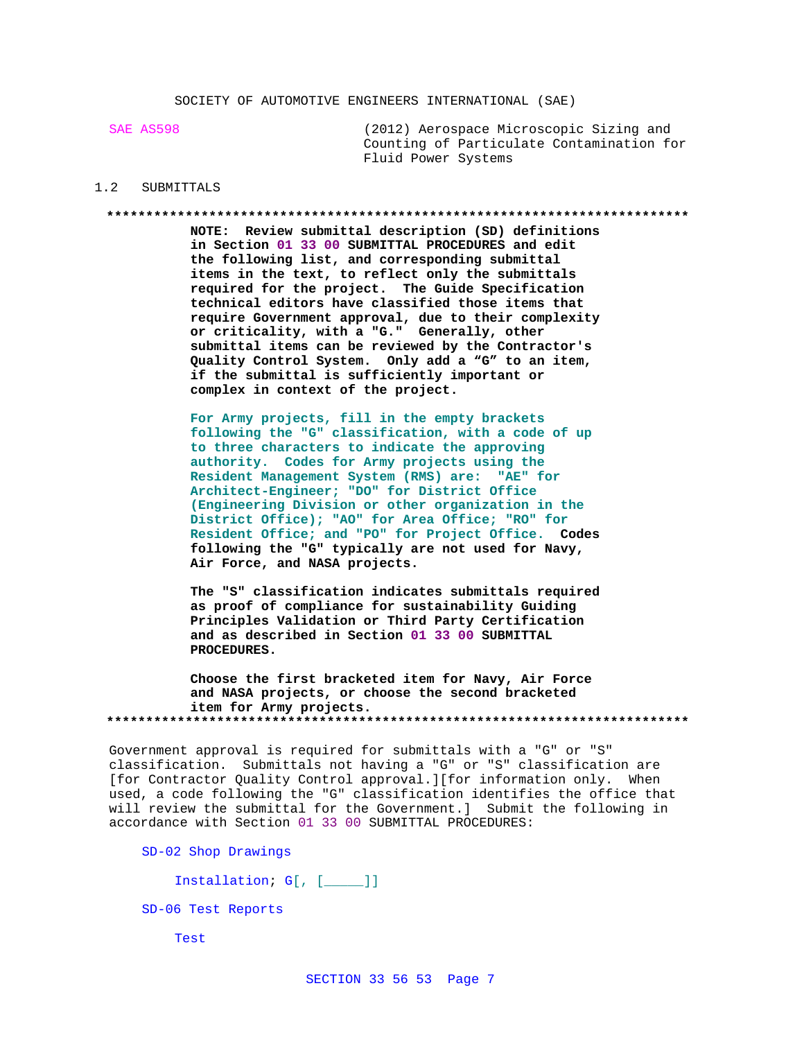SOCIETY OF AUTOMOTIVE ENGINEERS INTERNATIONAL (SAE)

SAE AS598 (2012) Aerospace Microscopic Sizing and Counting of Particulate Contamination for Fluid Power Systems

## 1.2 SUBMITTALS

**************************************************************************

**NOTE: Review submittal description (SD) definitions in Section 01 33 00 SUBMITTAL PROCEDURES and edit the following list, and corresponding submittal items in the text, to reflect only the submittals required for the project. The Guide Specification technical editors have classified those items that require Government approval, due to their complexity or criticality, with a "G." Generally, other submittal items can be reviewed by the Contractor's Quality Control System. Only add a "G" to an item, if the submittal is sufficiently important or complex in context of the project.**

**For Army projects, fill in the empty brackets following the "G" classification, with a code of up to three characters to indicate the approving authority. Codes for Army projects using the Resident Management System (RMS) are: "AE" for Architect-Engineer; "DO" for District Office (Engineering Division or other organization in the District Office); "AO" for Area Office; "RO" for Resident Office; and "PO" for Project Office. Codes following the "G" typically are not used for Navy, Air Force, and NASA projects.**

**The "S" classification indicates submittals required as proof of compliance for sustainability Guiding Principles Validation or Third Party Certification and as described in Section 01 33 00 SUBMITTAL PROCEDURES.**

**Choose the first bracketed item for Navy, Air Force and NASA projects, or choose the second bracketed item for Army projects.**

**************************************************************************

Government approval is required for submittals with a "G" or "S" classification. Submittals not having a "G" or "S" classification are [for Contractor Quality Control approval.][for information only. When used, a code following the "G" classification identifies the office that will review the submittal for the Government.] Submit the following in accordance with Section 01 33 00 SUBMITTAL PROCEDURES:

SD-02 Shop Drawings

Installation; G[, [_____]]

SD-06 Test Reports

Test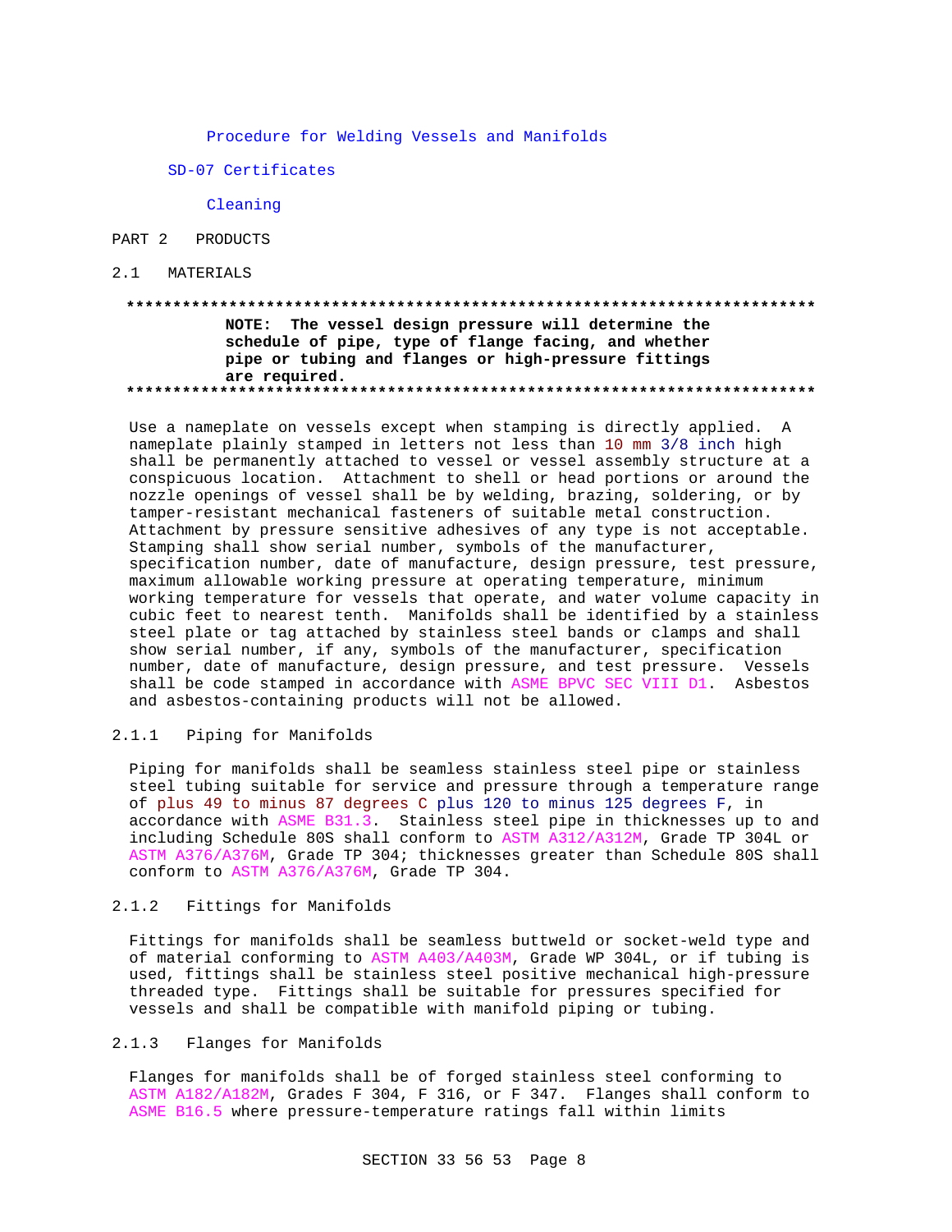Procedure for Welding Vessels and Manifolds

SD-07 Certificates

Cleaning

# PART 2 PRODUCTS

## 2.1 MATERIALS

**************************************************************************

**NOTE: The vessel design pressure will determine the schedule of pipe, type of flange facing, and whether pipe or tubing and flanges or high-pressure fittings are required.**

**************************************************************************

Use a nameplate on vessels except when stamping is directly applied. A nameplate plainly stamped in letters not less than 10 mm 3/8 inch high shall be permanently attached to vessel or vessel assembly structure at a conspicuous location. Attachment to shell or head portions or around the nozzle openings of vessel shall be by welding, brazing, soldering, or by tamper-resistant mechanical fasteners of suitable metal construction. Attachment by pressure sensitive adhesives of any type is not acceptable. Stamping shall show serial number, symbols of the manufacturer, specification number, date of manufacture, design pressure, test pressure, maximum allowable working pressure at operating temperature, minimum working temperature for vessels that operate, and water volume capacity in cubic feet to nearest tenth. Manifolds shall be identified by a stainless steel plate or tag attached by stainless steel bands or clamps and shall show serial number, if any, symbols of the manufacturer, specification number, date of manufacture, design pressure, and test pressure. Vessels shall be code stamped in accordance with ASME BPVC SEC VIII D1. Asbestos and asbestos-containing products will not be allowed.

### 2.1.1 Piping for Manifolds

Piping for manifolds shall be seamless stainless steel pipe or stainless steel tubing suitable for service and pressure through a temperature range of plus 49 to minus 87 degrees C plus 120 to minus 125 degrees F, in accordance with ASME B31.3. Stainless steel pipe in thicknesses up to and including Schedule 80S shall conform to ASTM A312/A312M, Grade TP 304L or ASTM A376/A376M, Grade TP 304; thicknesses greater than Schedule 80S shall conform to ASTM A376/A376M, Grade TP 304.

### 2.1.2 Fittings for Manifolds

Fittings for manifolds shall be seamless buttweld or socket-weld type and of material conforming to ASTM A403/A403M, Grade WP 304L, or if tubing is used, fittings shall be stainless steel positive mechanical high-pressure threaded type. Fittings shall be suitable for pressures specified for vessels and shall be compatible with manifold piping or tubing.

### 2.1.3 Flanges for Manifolds

Flanges for manifolds shall be of forged stainless steel conforming to ASTM A182/A182M, Grades F 304, F 316, or F 347. Flanges shall conform to ASME B16.5 where pressure-temperature ratings fall within limits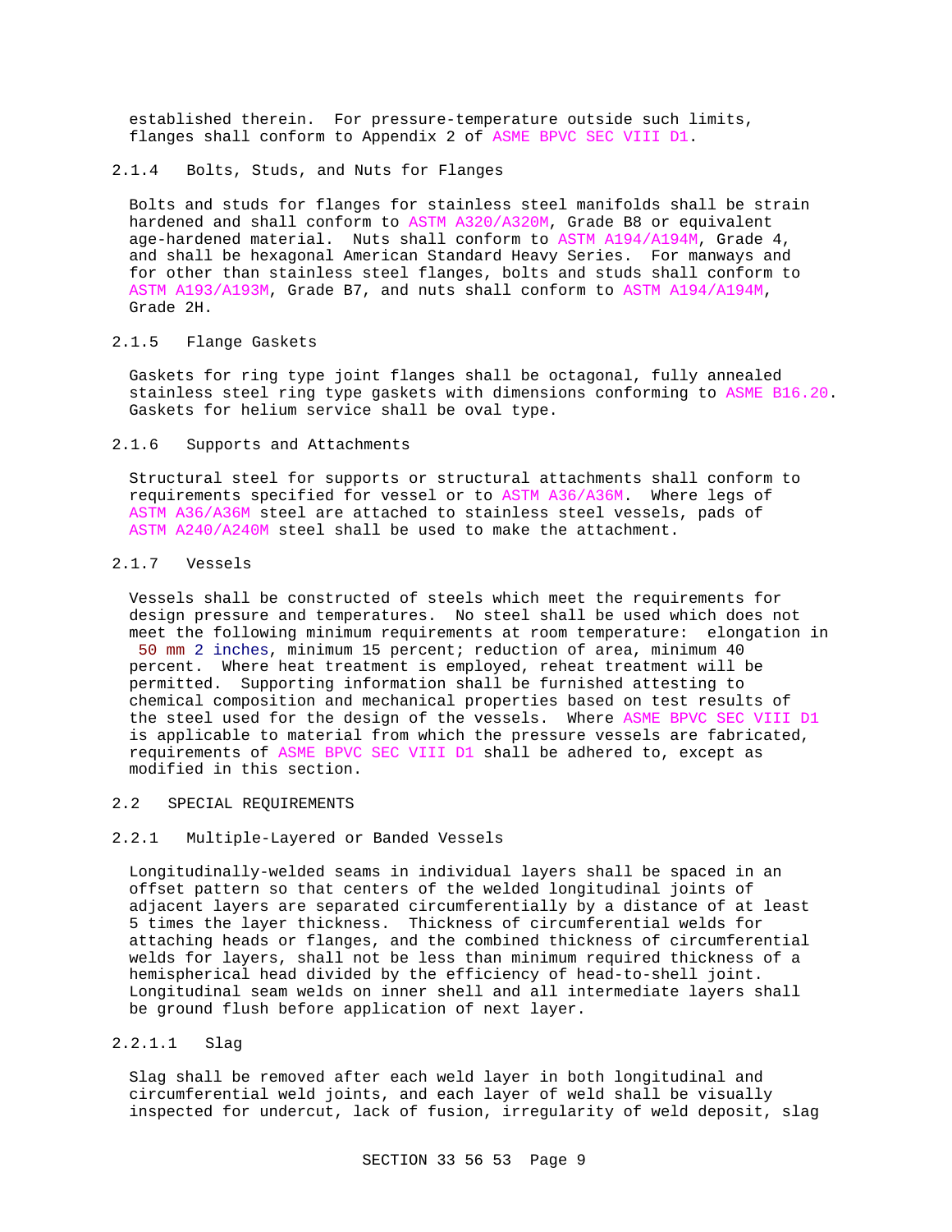established therein. For pressure-temperature outside such limits, flanges shall conform to Appendix 2 of ASME BPVC SEC VIII D1.

#### 2.1.4 Bolts, Studs, and Nuts for Flanges

Bolts and studs for flanges for stainless steel manifolds shall be strain hardened and shall conform to ASTM A320/A320M, Grade B8 or equivalent age-hardened material. Nuts shall conform to ASTM A194/A194M, Grade 4, and shall be hexagonal American Standard Heavy Series. For manways and for other than stainless steel flanges, bolts and studs shall conform to ASTM A193/A193M, Grade B7, and nuts shall conform to ASTM A194/A194M, Grade 2H.

#### 2.1.5 Flange Gaskets

Gaskets for ring type joint flanges shall be octagonal, fully annealed stainless steel ring type gaskets with dimensions conforming to ASME B16.20. Gaskets for helium service shall be oval type.

#### 2.1.6 Supports and Attachments

Structural steel for supports or structural attachments shall conform to requirements specified for vessel or to ASTM A36/A36M. Where legs of ASTM A36/A36M steel are attached to stainless steel vessels, pads of ASTM A240/A240M steel shall be used to make the attachment.

#### 2.1.7 Vessels

Vessels shall be constructed of steels which meet the requirements for design pressure and temperatures. No steel shall be used which does not meet the following minimum requirements at room temperature: elongation in 50 mm 2 inches, minimum 15 percent; reduction of area, minimum 40 percent. Where heat treatment is employed, reheat treatment will be permitted. Supporting information shall be furnished attesting to chemical composition and mechanical properties based on test results of the steel used for the design of the vessels. Where ASME BPVC SEC VIII D1 is applicable to material from which the pressure vessels are fabricated, requirements of ASME BPVC SEC VIII D1 shall be adhered to, except as modified in this section.

### 2.2 SPECIAL REQUIREMENTS

#### 2.2.1 Multiple-Layered or Banded Vessels

Longitudinally-welded seams in individual layers shall be spaced in an offset pattern so that centers of the welded longitudinal joints of adjacent layers are separated circumferentially by a distance of at least 5 times the layer thickness. Thickness of circumferential welds for attaching heads or flanges, and the combined thickness of circumferential welds for layers, shall not be less than minimum required thickness of a hemispherical head divided by the efficiency of head-to-shell joint. Longitudinal seam welds on inner shell and all intermediate layers shall be ground flush before application of next layer.

##### 2.2.1.1 Slag

Slag shall be removed after each weld layer in both longitudinal and circumferential weld joints, and each layer of weld shall be visually inspected for undercut, lack of fusion, irregularity of weld deposit, slag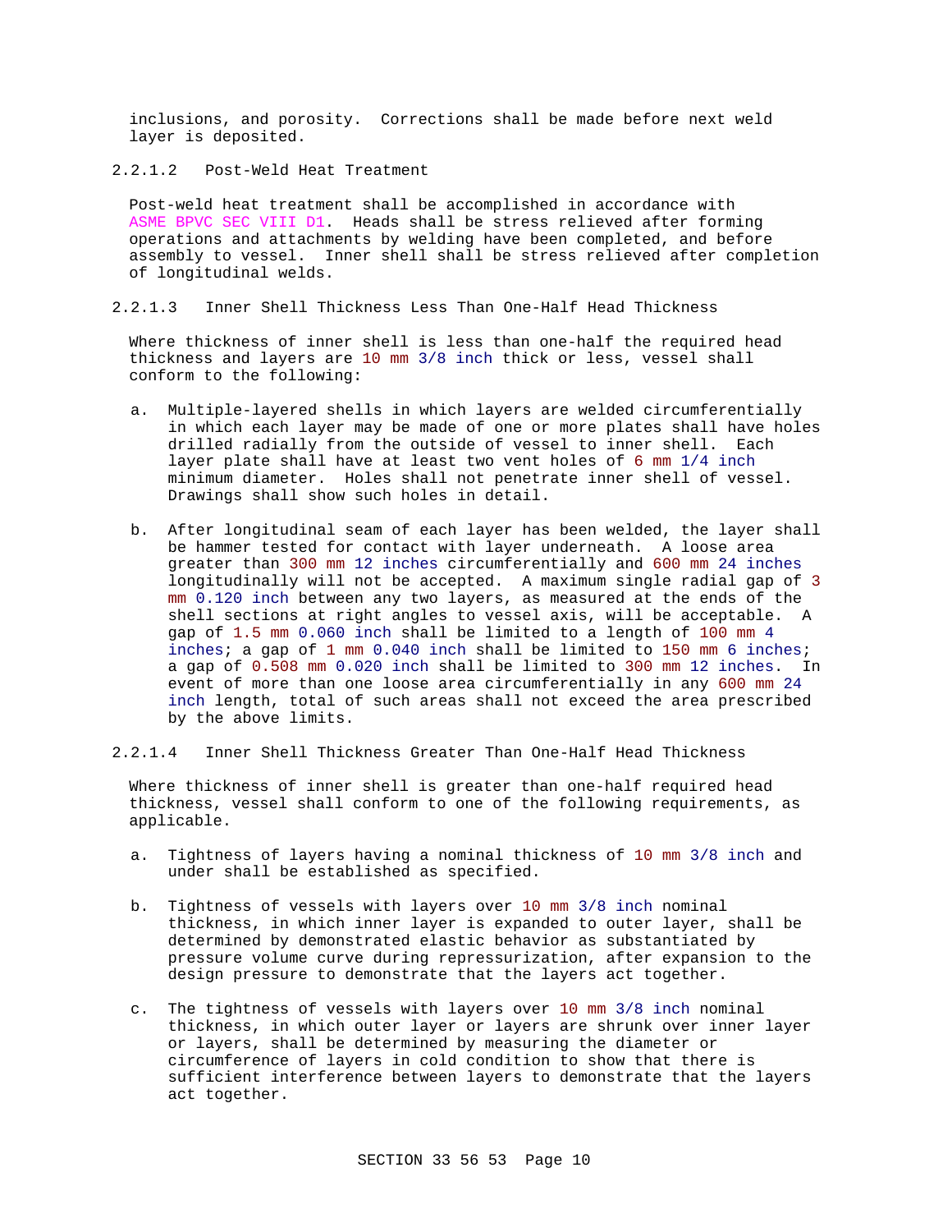inclusions, and porosity. Corrections shall be made before next weld layer is deposited.

#### 2.2.1.2 Post-Weld Heat Treatment

Post-weld heat treatment shall be accomplished in accordance with ASME BPVC SEC VIII D1. Heads shall be stress relieved after forming operations and attachments by welding have been completed, and before assembly to vessel. Inner shell shall be stress relieved after completion of longitudinal welds.

#### 2.2.1.3 Inner Shell Thickness Less Than One-Half Head Thickness

Where thickness of inner shell is less than one-half the required head thickness and layers are 10 mm 3/8 inch thick or less, vessel shall conform to the following:

a. Multiple-layered shells in which layers are welded circumferentially in which each layer may be made of one or more plates shall have holes drilled radially from the outside of vessel to inner shell. Each layer plate shall have at least two vent holes of 6 mm 1/4 inch minimum diameter. Holes shall not penetrate inner shell of vessel. Drawings shall show such holes in detail.

b. After longitudinal seam of each layer has been welded, the layer shall be hammer tested for contact with layer underneath. A loose area greater than 300 mm 12 inches circumferentially and 600 mm 24 inches longitudinally will not be accepted. A maximum single radial gap of 3 mm 0.120 inch between any two layers, as measured at the ends of the shell sections at right angles to vessel axis, will be acceptable. A gap of 1.5 mm 0.060 inch shall be limited to a length of 100 mm 4 inches; a gap of 1 mm 0.040 inch shall be limited to 150 mm 6 inches; a gap of 0.508 mm 0.020 inch shall be limited to 300 mm 12 inches. In event of more than one loose area circumferentially in any 600 mm 24 inch length, total of such areas shall not exceed the area prescribed by the above limits.

#### 2.2.1.4 Inner Shell Thickness Greater Than One-Half Head Thickness

Where thickness of inner shell is greater than one-half required head thickness, vessel shall conform to one of the following requirements, as applicable.

a. Tightness of layers having a nominal thickness of 10 mm 3/8 inch and under shall be established as specified.

b. Tightness of vessels with layers over 10 mm 3/8 inch nominal thickness, in which inner layer is expanded to outer layer, shall be determined by demonstrated elastic behavior as substantiated by pressure volume curve during repressurization, after expansion to the design pressure to demonstrate that the layers act together.

c. The tightness of vessels with layers over 10 mm 3/8 inch nominal thickness, in which outer layer or layers are shrunk over inner layer or layers, shall be determined by measuring the diameter or circumference of layers in cold condition to show that there is sufficient interference between layers to demonstrate that the layers act together.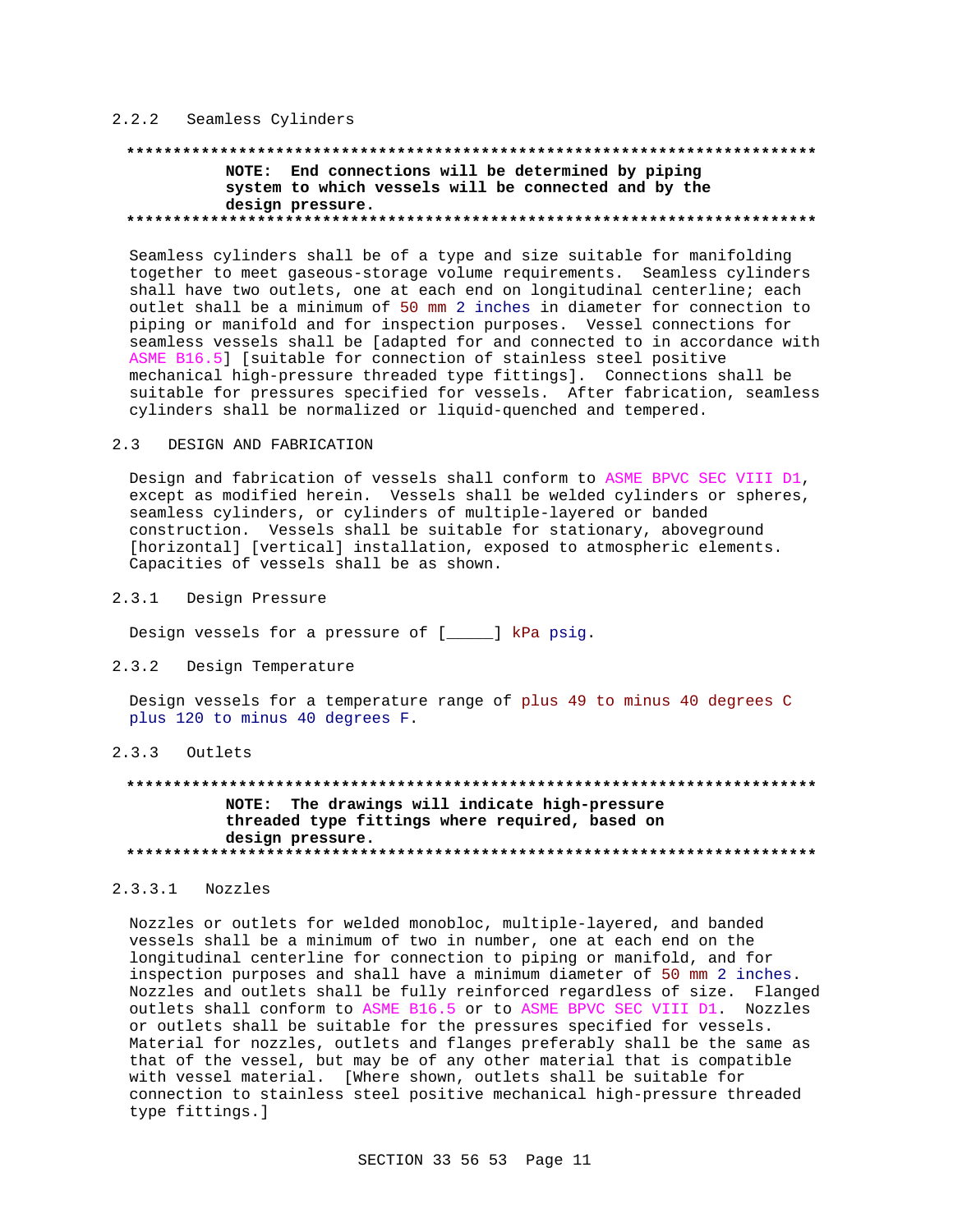#### 2.2.2 Seamless Cylinders

**************************************************************************
**NOTE: End connections will be determined by piping system to which vessels will be connected and by the design pressure.**
**************************************************************************

Seamless cylinders shall be of a type and size suitable for manifolding together to meet gaseous-storage volume requirements. Seamless cylinders shall have two outlets, one at each end on longitudinal centerline; each outlet shall be a minimum of 50 mm 2 inches in diameter for connection to piping or manifold and for inspection purposes. Vessel connections for seamless vessels shall be [adapted for and connected to in accordance with ASME B16.5] [suitable for connection of stainless steel positive mechanical high-pressure threaded type fittings]. Connections shall be suitable for pressures specified for vessels. After fabrication, seamless cylinders shall be normalized or liquid-quenched and tempered.

### 2.3 DESIGN AND FABRICATION

Design and fabrication of vessels shall conform to ASME BPVC SEC VIII D1, except as modified herein. Vessels shall be welded cylinders or spheres, seamless cylinders, or cylinders of multiple-layered or banded construction. Vessels shall be suitable for stationary, aboveground [horizontal] [vertical] installation, exposed to atmospheric elements. Capacities of vessels shall be as shown.

#### 2.3.1 Design Pressure

Design vessels for a pressure of [_____] kPa psig.

#### 2.3.2 Design Temperature

Design vessels for a temperature range of plus 49 to minus 40 degrees C plus 120 to minus 40 degrees F.

#### 2.3.3 Outlets

**************************************************************************
**NOTE: The drawings will indicate high-pressure threaded type fittings where required, based on design pressure.**
**************************************************************************

##### 2.3.3.1 Nozzles

Nozzles or outlets for welded monobloc, multiple-layered, and banded vessels shall be a minimum of two in number, one at each end on the longitudinal centerline for connection to piping or manifold, and for inspection purposes and shall have a minimum diameter of 50 mm 2 inches. Nozzles and outlets shall be fully reinforced regardless of size. Flanged outlets shall conform to ASME B16.5 or to ASME BPVC SEC VIII D1. Nozzles or outlets shall be suitable for the pressures specified for vessels. Material for nozzles, outlets and flanges preferably shall be the same as that of the vessel, but may be of any other material that is compatible with vessel material. [Where shown, outlets shall be suitable for connection to stainless steel positive mechanical high-pressure threaded type fittings.]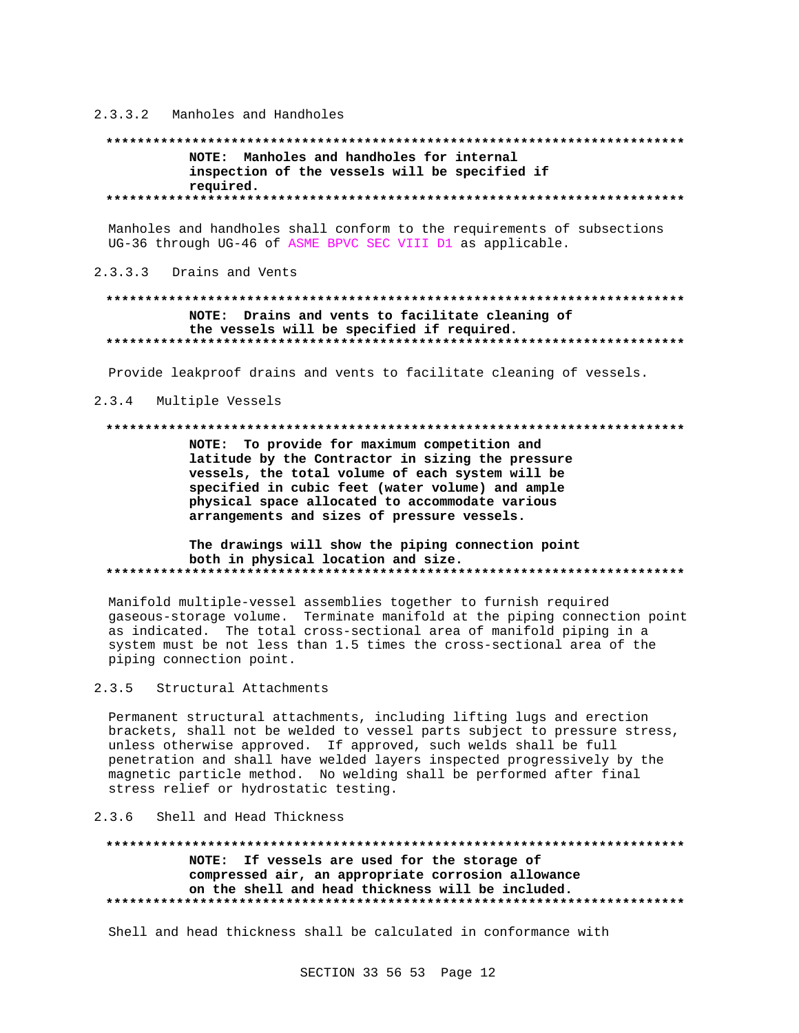#### 2.3.3.2 Manholes and Handholes

**************************************************************************

**NOTE: Manholes and handholes for internal inspection of the vessels will be specified if required.**

**************************************************************************

Manholes and handholes shall conform to the requirements of subsections UG-36 through UG-46 of ASME BPVC SEC VIII D1 as applicable.

#### 2.3.3.3 Drains and Vents

**************************************************************************

**NOTE: Drains and vents to facilitate cleaning of the vessels will be specified if required.**

**************************************************************************

Provide leakproof drains and vents to facilitate cleaning of vessels.

### 2.3.4 Multiple Vessels

**************************************************************************

**NOTE: To provide for maximum competition and latitude by the Contractor in sizing the pressure vessels, the total volume of each system will be specified in cubic feet (water volume) and ample physical space allocated to accommodate various arrangements and sizes of pressure vessels.**

**The drawings will show the piping connection point both in physical location and size.**

**************************************************************************

Manifold multiple-vessel assemblies together to furnish required gaseous-storage volume. Terminate manifold at the piping connection point as indicated. The total cross-sectional area of manifold piping in a system must be not less than 1.5 times the cross-sectional area of the piping connection point.

### 2.3.5 Structural Attachments

Permanent structural attachments, including lifting lugs and erection brackets, shall not be welded to vessel parts subject to pressure stress, unless otherwise approved. If approved, such welds shall be full penetration and shall have welded layers inspected progressively by the magnetic particle method. No welding shall be performed after final stress relief or hydrostatic testing.

### 2.3.6 Shell and Head Thickness

**************************************************************************

**NOTE: If vessels are used for the storage of compressed air, an appropriate corrosion allowance on the shell and head thickness will be included.**

**************************************************************************

Shell and head thickness shall be calculated in conformance with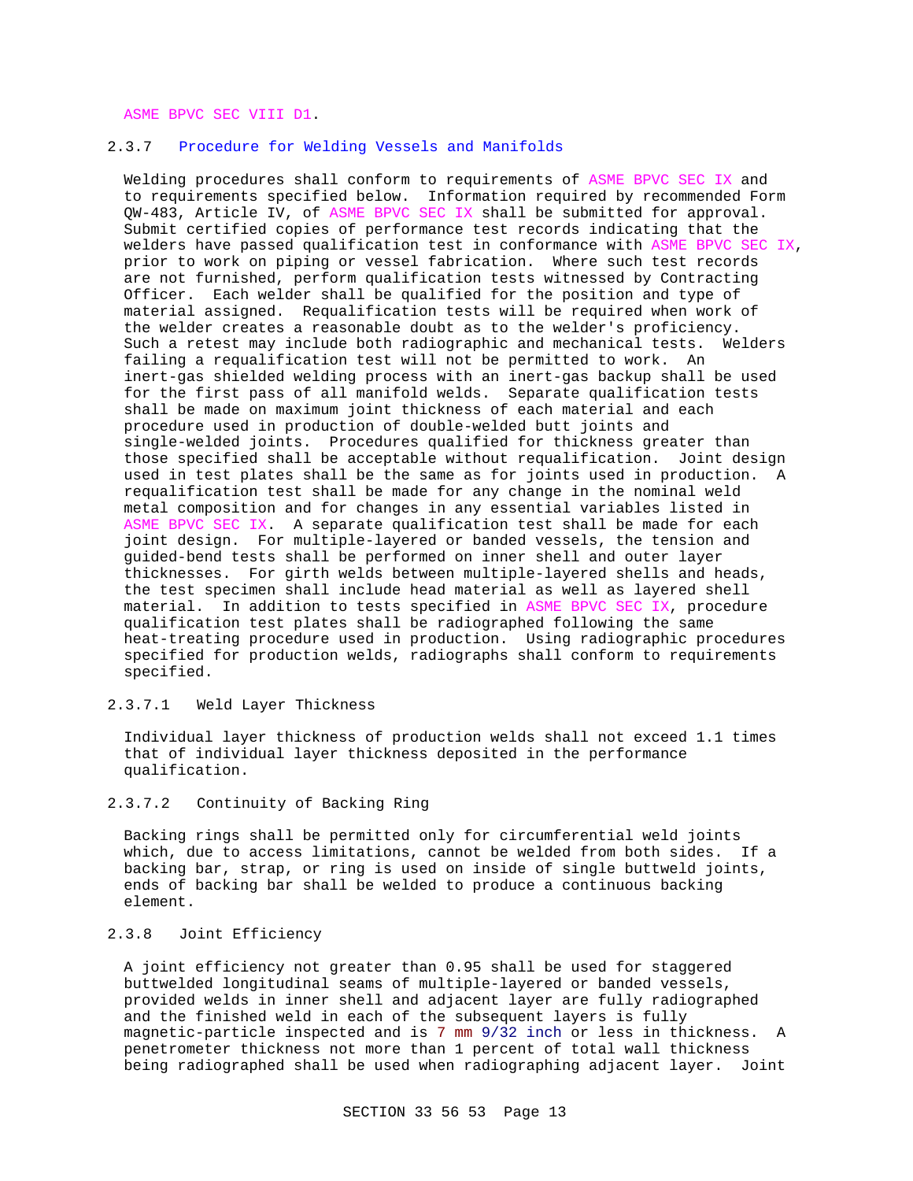ASME BPVC SEC VIII D1.

### 2.3.7 Procedure for Welding Vessels and Manifolds

Welding procedures shall conform to requirements of ASME BPVC SEC IX and to requirements specified below. Information required by recommended Form QW-483, Article IV, of ASME BPVC SEC IX shall be submitted for approval. Submit certified copies of performance test records indicating that the welders have passed qualification test in conformance with ASME BPVC SEC IX, prior to work on piping or vessel fabrication. Where such test records are not furnished, perform qualification tests witnessed by Contracting Officer. Each welder shall be qualified for the position and type of material assigned. Requalification tests will be required when work of the welder creates a reasonable doubt as to the welder's proficiency. Such a retest may include both radiographic and mechanical tests. Welders failing a requalification test will not be permitted to work. An inert-gas shielded welding process with an inert-gas backup shall be used for the first pass of all manifold welds. Separate qualification tests shall be made on maximum joint thickness of each material and each procedure used in production of double-welded butt joints and single-welded joints. Procedures qualified for thickness greater than those specified shall be acceptable without requalification. Joint design used in test plates shall be the same as for joints used in production. A requalification test shall be made for any change in the nominal weld metal composition and for changes in any essential variables listed in ASME BPVC SEC IX. A separate qualification test shall be made for each joint design. For multiple-layered or banded vessels, the tension and guided-bend tests shall be performed on inner shell and outer layer thicknesses. For girth welds between multiple-layered shells and heads, the test specimen shall include head material as well as layered shell material. In addition to tests specified in ASME BPVC SEC IX, procedure qualification test plates shall be radiographed following the same heat-treating procedure used in production. Using radiographic procedures specified for production welds, radiographs shall conform to requirements specified.

#### 2.3.7.1 Weld Layer Thickness

Individual layer thickness of production welds shall not exceed 1.1 times that of individual layer thickness deposited in the performance qualification.

#### 2.3.7.2 Continuity of Backing Ring

Backing rings shall be permitted only for circumferential weld joints which, due to access limitations, cannot be welded from both sides. If a backing bar, strap, or ring is used on inside of single buttweld joints, ends of backing bar shall be welded to produce a continuous backing element.

### 2.3.8 Joint Efficiency

A joint efficiency not greater than 0.95 shall be used for staggered buttwelded longitudinal seams of multiple-layered or banded vessels, provided welds in inner shell and adjacent layer are fully radiographed and the finished weld in each of the subsequent layers is fully magnetic-particle inspected and is 7 mm 9/32 inch or less in thickness. A penetrometer thickness not more than 1 percent of total wall thickness being radiographed shall be used when radiographing adjacent layer. Joint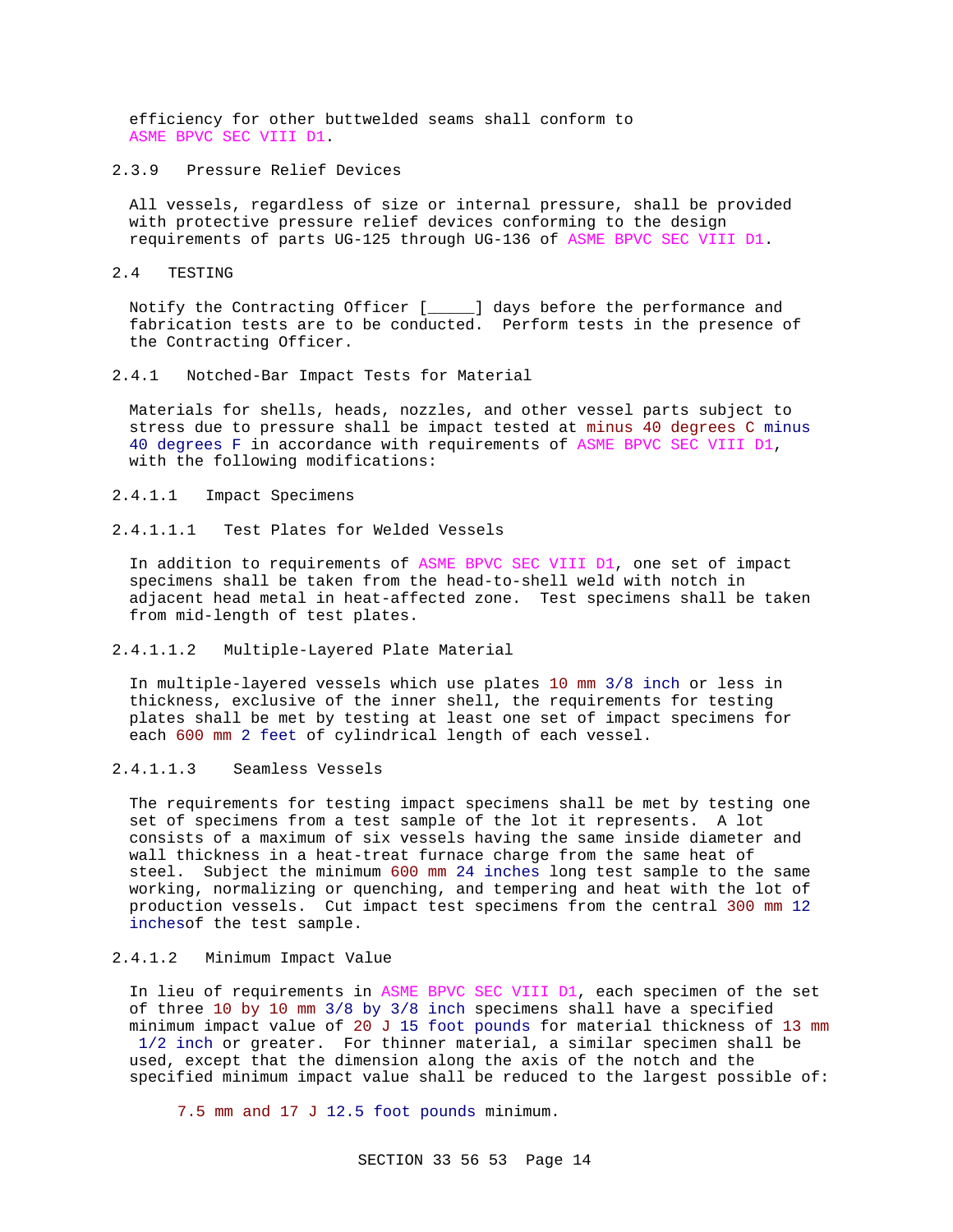efficiency for other buttwelded seams shall conform to ASME BPVC SEC VIII D1.

### 2.3.9 Pressure Relief Devices

All vessels, regardless of size or internal pressure, shall be provided with protective pressure relief devices conforming to the design requirements of parts UG-125 through UG-136 of ASME BPVC SEC VIII D1.

## 2.4 TESTING

Notify the Contracting Officer [_____] days before the performance and fabrication tests are to be conducted. Perform tests in the presence of the Contracting Officer.

### 2.4.1 Notched-Bar Impact Tests for Material

Materials for shells, heads, nozzles, and other vessel parts subject to stress due to pressure shall be impact tested at minus 40 degrees C minus 40 degrees F in accordance with requirements of ASME BPVC SEC VIII D1, with the following modifications:

#### 2.4.1.1 Impact Specimens

##### 2.4.1.1.1 Test Plates for Welded Vessels

In addition to requirements of ASME BPVC SEC VIII D1, one set of impact specimens shall be taken from the head-to-shell weld with notch in adjacent head metal in heat-affected zone. Test specimens shall be taken from mid-length of test plates.

##### 2.4.1.1.2 Multiple-Layered Plate Material

In multiple-layered vessels which use plates 10 mm 3/8 inch or less in thickness, exclusive of the inner shell, the requirements for testing plates shall be met by testing at least one set of impact specimens for each 600 mm 2 feet of cylindrical length of each vessel.

##### 2.4.1.1.3 Seamless Vessels

The requirements for testing impact specimens shall be met by testing one set of specimens from a test sample of the lot it represents. A lot consists of a maximum of six vessels having the same inside diameter and wall thickness in a heat-treat furnace charge from the same heat of steel. Subject the minimum 600 mm 24 inches long test sample to the same working, normalizing or quenching, and tempering and heat with the lot of production vessels. Cut impact test specimens from the central 300 mm 12 inchesof the test sample.

#### 2.4.1.2 Minimum Impact Value

In lieu of requirements in ASME BPVC SEC VIII D1, each specimen of the set of three 10 by 10 mm 3/8 by 3/8 inch specimens shall have a specified minimum impact value of 20 J 15 foot pounds for material thickness of 13 mm 1/2 inch or greater. For thinner material, a similar specimen shall be used, except that the dimension along the axis of the notch and the specified minimum impact value shall be reduced to the largest possible of:

7.5 mm and 17 J 12.5 foot pounds minimum.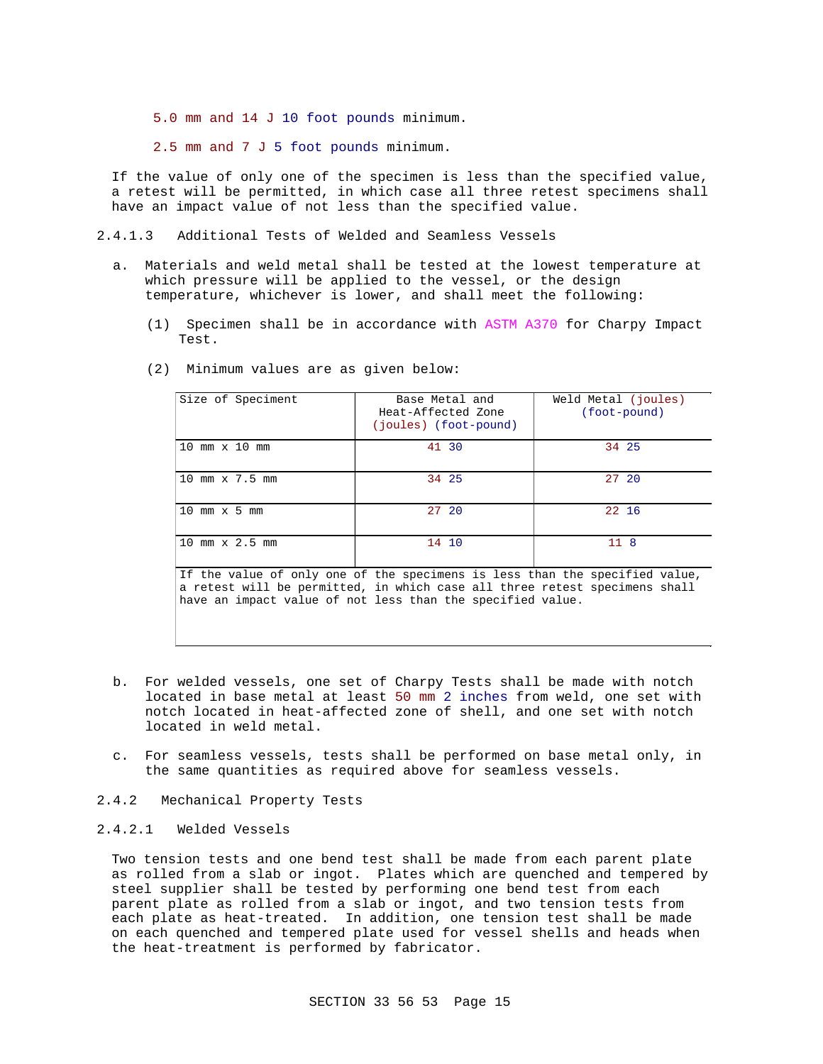5.0 mm and 14 J 10 foot pounds minimum.

2.5 mm and 7 J 5 foot pounds minimum.

If the value of only one of the specimen is less than the specified value, a retest will be permitted, in which case all three retest specimens shall have an impact value of not less than the specified value.

#### 2.4.1.3 Additional Tests of Welded and Seamless Vessels

a. Materials and weld metal shall be tested at the lowest temperature at which pressure will be applied to the vessel, or the design temperature, whichever is lower, and shall meet the following:

   (1) Specimen shall be in accordance with ASTM A370 for Charpy Impact Test.

   (2) Minimum values are as given below:

| Size of Speciment | Base Metal and Heat-Affected Zone (joules) (foot-pound) | Weld Metal (joules) (foot-pound) |
|---|---|---|
| 10 mm x 10 mm | 41 30 | 34 25 |
| 10 mm x 7.5 mm | 34 25 | 27 20 |
| 10 mm x 5 mm | 27 20 | 22 16 |
| 10 mm x 2.5 mm | 14 10 | 11 8 |

If the value of only one of the specimens is less than the specified value, a retest will be permitted, in which case all three retest specimens shall have an impact value of not less than the specified value.

b. For welded vessels, one set of Charpy Tests shall be made with notch located in base metal at least 50 mm 2 inches from weld, one set with notch located in heat-affected zone of shell, and one set with notch located in weld metal.

c. For seamless vessels, tests shall be performed on base metal only, in the same quantities as required above for seamless vessels.

### 2.4.2 Mechanical Property Tests

#### 2.4.2.1 Welded Vessels

Two tension tests and one bend test shall be made from each parent plate as rolled from a slab or ingot. Plates which are quenched and tempered by steel supplier shall be tested by performing one bend test from each parent plate as rolled from a slab or ingot, and two tension tests from each plate as heat-treated. In addition, one tension test shall be made on each quenched and tempered plate used for vessel shells and heads when the heat-treatment is performed by fabricator.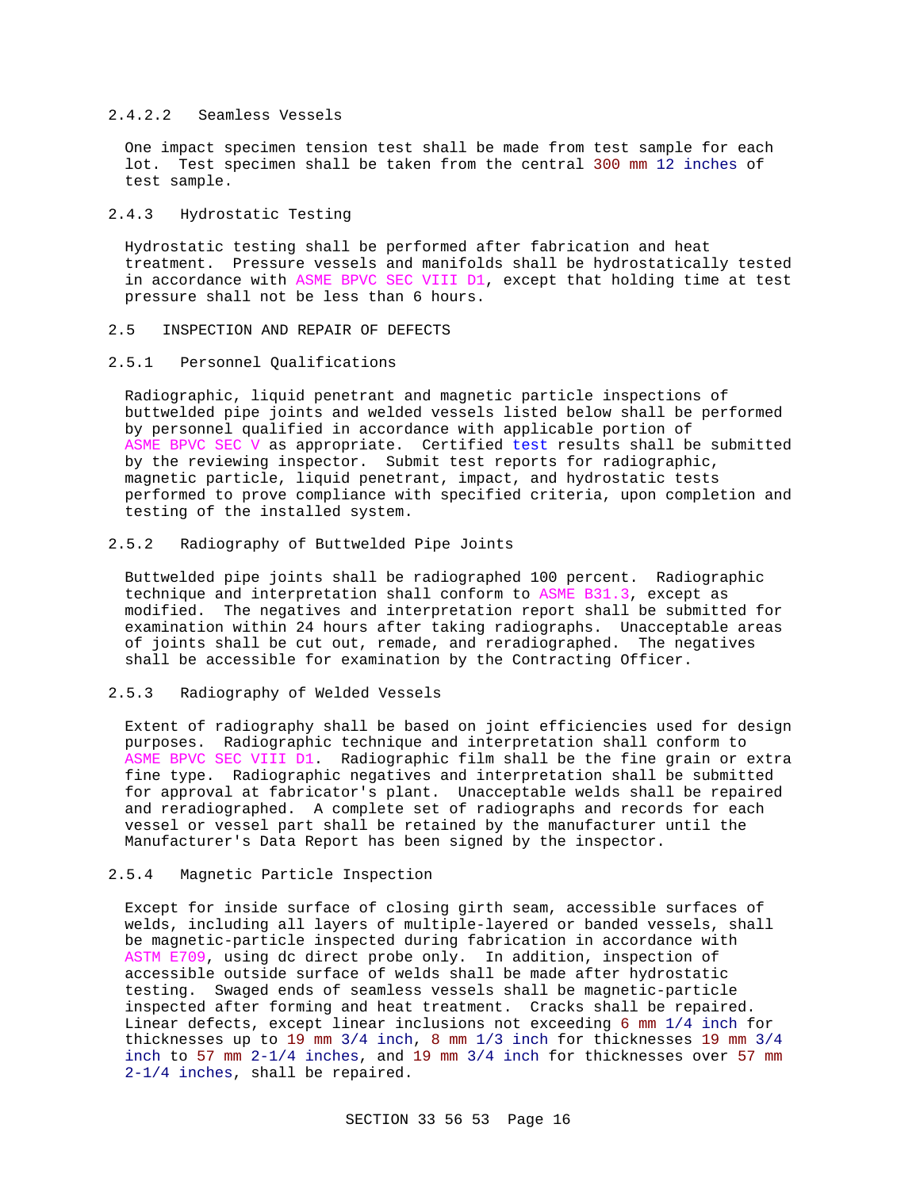#### 2.4.2.2 Seamless Vessels

One impact specimen tension test shall be made from test sample for each lot. Test specimen shall be taken from the central 300 mm 12 inches of test sample.

### 2.4.3 Hydrostatic Testing

Hydrostatic testing shall be performed after fabrication and heat treatment. Pressure vessels and manifolds shall be hydrostatically tested in accordance with ASME BPVC SEC VIII D1, except that holding time at test pressure shall not be less than 6 hours.

## 2.5 INSPECTION AND REPAIR OF DEFECTS

### 2.5.1 Personnel Qualifications

Radiographic, liquid penetrant and magnetic particle inspections of buttwelded pipe joints and welded vessels listed below shall be performed by personnel qualified in accordance with applicable portion of ASME BPVC SEC V as appropriate. Certified test results shall be submitted by the reviewing inspector. Submit test reports for radiographic, magnetic particle, liquid penetrant, impact, and hydrostatic tests performed to prove compliance with specified criteria, upon completion and testing of the installed system.

### 2.5.2 Radiography of Buttwelded Pipe Joints

Buttwelded pipe joints shall be radiographed 100 percent. Radiographic technique and interpretation shall conform to ASME B31.3, except as modified. The negatives and interpretation report shall be submitted for examination within 24 hours after taking radiographs. Unacceptable areas of joints shall be cut out, remade, and reradiographed. The negatives shall be accessible for examination by the Contracting Officer.

### 2.5.3 Radiography of Welded Vessels

Extent of radiography shall be based on joint efficiencies used for design purposes. Radiographic technique and interpretation shall conform to ASME BPVC SEC VIII D1. Radiographic film shall be the fine grain or extra fine type. Radiographic negatives and interpretation shall be submitted for approval at fabricator's plant. Unacceptable welds shall be repaired and reradiographed. A complete set of radiographs and records for each vessel or vessel part shall be retained by the manufacturer until the Manufacturer's Data Report has been signed by the inspector.

### 2.5.4 Magnetic Particle Inspection

Except for inside surface of closing girth seam, accessible surfaces of welds, including all layers of multiple-layered or banded vessels, shall be magnetic-particle inspected during fabrication in accordance with ASTM E709, using dc direct probe only. In addition, inspection of accessible outside surface of welds shall be made after hydrostatic testing. Swaged ends of seamless vessels shall be magnetic-particle inspected after forming and heat treatment. Cracks shall be repaired. Linear defects, except linear inclusions not exceeding 6 mm 1/4 inch for thicknesses up to 19 mm 3/4 inch, 8 mm 1/3 inch for thicknesses 19 mm 3/4 inch to 57 mm 2-1/4 inches, and 19 mm 3/4 inch for thicknesses over 57 mm 2-1/4 inches, shall be repaired.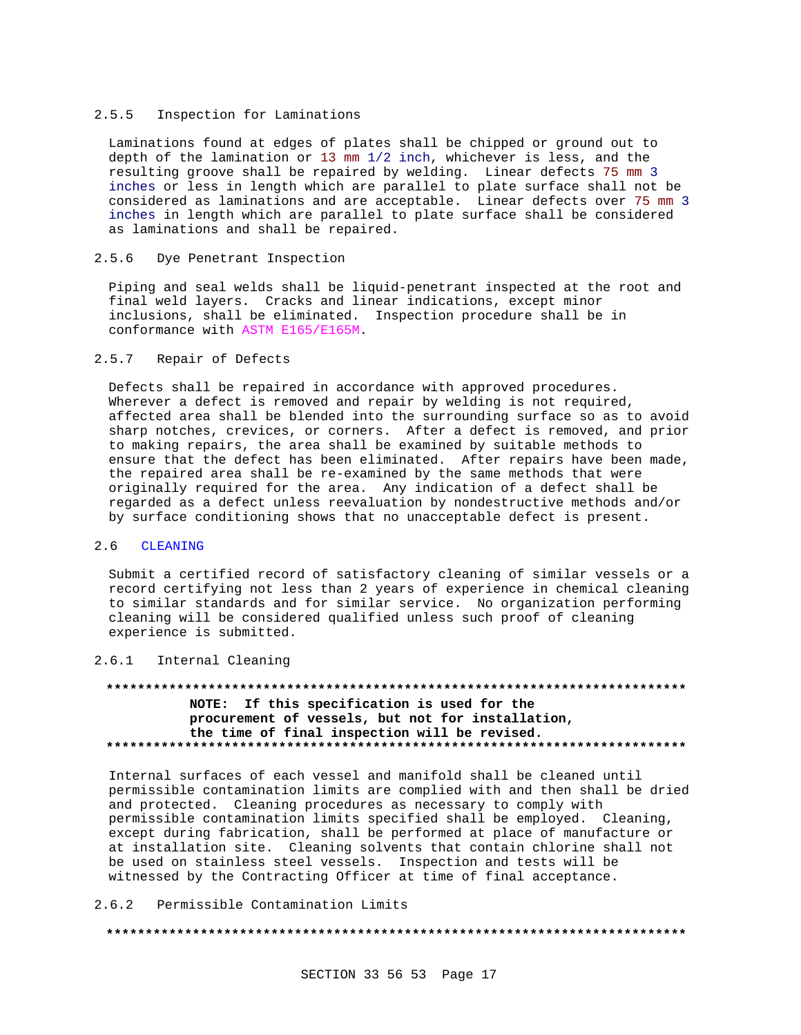#### 2.5.5 Inspection for Laminations

Laminations found at edges of plates shall be chipped or ground out to depth of the lamination or 13 mm 1/2 inch, whichever is less, and the resulting groove shall be repaired by welding. Linear defects 75 mm 3 inches or less in length which are parallel to plate surface shall not be considered as laminations and are acceptable. Linear defects over 75 mm 3 inches in length which are parallel to plate surface shall be considered as laminations and shall be repaired.

#### 2.5.6 Dye Penetrant Inspection

Piping and seal welds shall be liquid-penetrant inspected at the root and final weld layers. Cracks and linear indications, except minor inclusions, shall be eliminated. Inspection procedure shall be in conformance with ASTM E165/E165M.

#### 2.5.7 Repair of Defects

Defects shall be repaired in accordance with approved procedures. Wherever a defect is removed and repair by welding is not required, affected area shall be blended into the surrounding surface so as to avoid sharp notches, crevices, or corners. After a defect is removed, and prior to making repairs, the area shall be examined by suitable methods to ensure that the defect has been eliminated. After repairs have been made, the repaired area shall be re-examined by the same methods that were originally required for the area. Any indication of a defect shall be regarded as a defect unless reevaluation by nondestructive methods and/or by surface conditioning shows that no unacceptable defect is present.

### 2.6 CLEANING

Submit a certified record of satisfactory cleaning of similar vessels or a record certifying not less than 2 years of experience in chemical cleaning to similar standards and for similar service. No organization performing cleaning will be considered qualified unless such proof of cleaning experience is submitted.

#### 2.6.1 Internal Cleaning

**************************************************************************

**NOTE: If this specification is used for the procurement of vessels, but not for installation, the time of final inspection will be revised.**

**************************************************************************

Internal surfaces of each vessel and manifold shall be cleaned until permissible contamination limits are complied with and then shall be dried and protected. Cleaning procedures as necessary to comply with permissible contamination limits specified shall be employed. Cleaning, except during fabrication, shall be performed at place of manufacture or at installation site. Cleaning solvents that contain chlorine shall not be used on stainless steel vessels. Inspection and tests will be witnessed by the Contracting Officer at time of final acceptance.

#### 2.6.2 Permissible Contamination Limits

**************************************************************************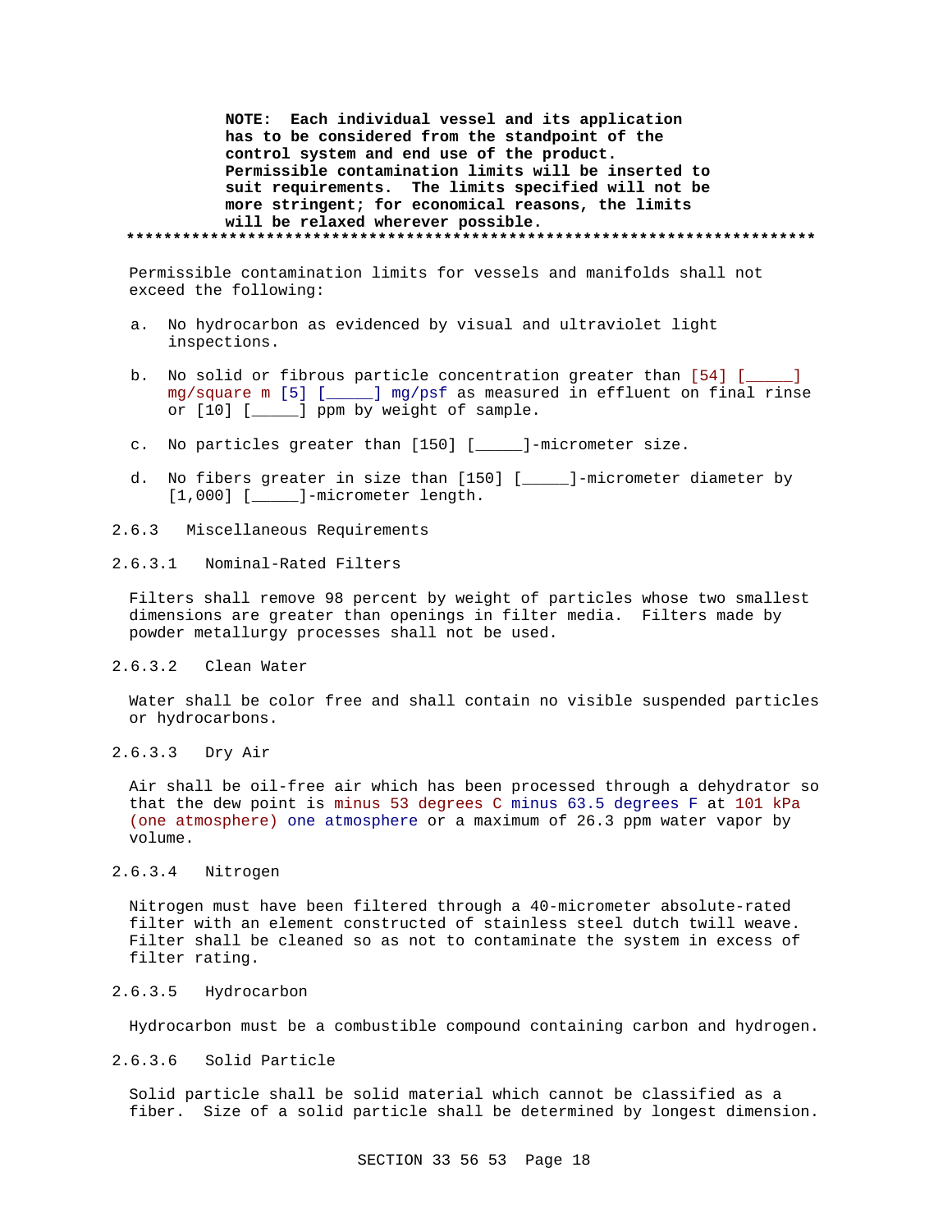**NOTE: Each individual vessel and its application has to be considered from the standpoint of the control system and end use of the product. Permissible contamination limits will be inserted to suit requirements. The limits specified will not be more stringent; for economical reasons, the limits will be relaxed wherever possible.**

**************************************************************************

Permissible contamination limits for vessels and manifolds shall not exceed the following:

a. No hydrocarbon as evidenced by visual and ultraviolet light inspections.

b. No solid or fibrous particle concentration greater than [54] [_____] mg/square m [5] [_____] mg/psf as measured in effluent on final rinse or [10] [_____] ppm by weight of sample.

c. No particles greater than [150] [_____]-micrometer size.

d. No fibers greater in size than [150] [_____]-micrometer diameter by [1,000] [_____]-micrometer length.

#### 2.6.3 Miscellaneous Requirements

##### 2.6.3.1 Nominal-Rated Filters

Filters shall remove 98 percent by weight of particles whose two smallest dimensions are greater than openings in filter media. Filters made by powder metallurgy processes shall not be used.

##### 2.6.3.2 Clean Water

Water shall be color free and shall contain no visible suspended particles or hydrocarbons.

##### 2.6.3.3 Dry Air

Air shall be oil-free air which has been processed through a dehydrator so that the dew point is minus 53 degrees C minus 63.5 degrees F at 101 kPa (one atmosphere) one atmosphere or a maximum of 26.3 ppm water vapor by volume.

##### 2.6.3.4 Nitrogen

Nitrogen must have been filtered through a 40-micrometer absolute-rated filter with an element constructed of stainless steel dutch twill weave. Filter shall be cleaned so as not to contaminate the system in excess of filter rating.

##### 2.6.3.5 Hydrocarbon

Hydrocarbon must be a combustible compound containing carbon and hydrogen.

##### 2.6.3.6 Solid Particle

Solid particle shall be solid material which cannot be classified as a fiber. Size of a solid particle shall be determined by longest dimension.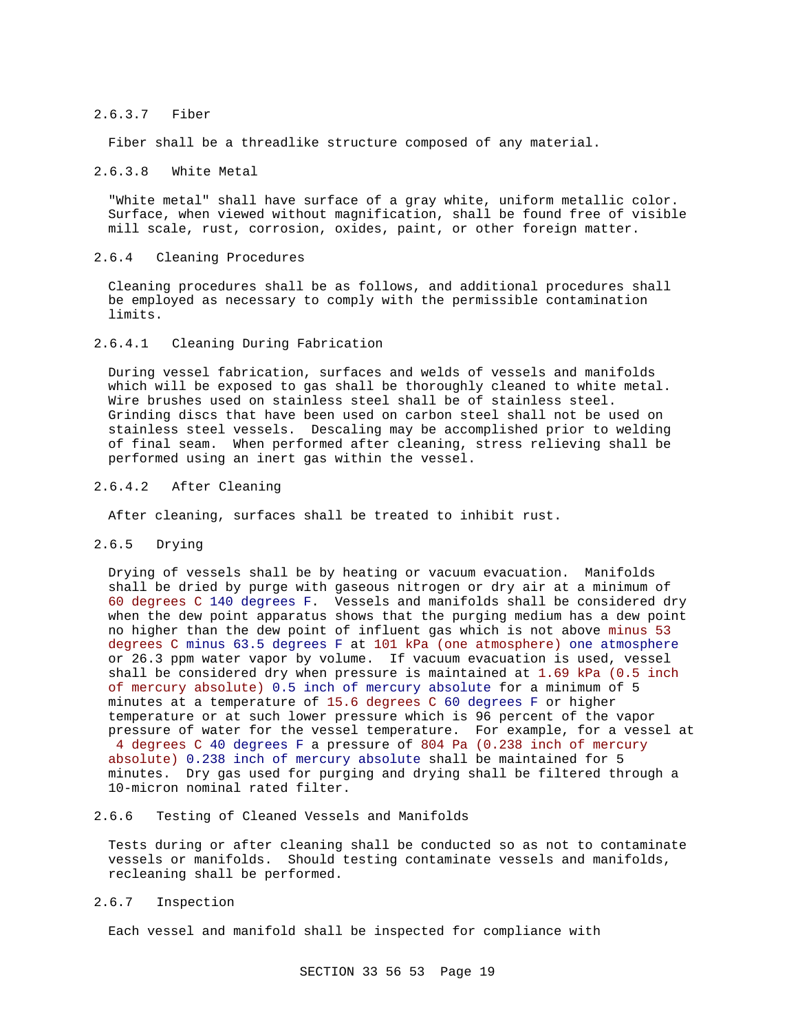#### 2.6.3.7 Fiber

Fiber shall be a threadlike structure composed of any material.

#### 2.6.3.8 White Metal

"White metal" shall have surface of a gray white, uniform metallic color. Surface, when viewed without magnification, shall be found free of visible mill scale, rust, corrosion, oxides, paint, or other foreign matter.

### 2.6.4 Cleaning Procedures

Cleaning procedures shall be as follows, and additional procedures shall be employed as necessary to comply with the permissible contamination limits.

#### 2.6.4.1 Cleaning During Fabrication

During vessel fabrication, surfaces and welds of vessels and manifolds which will be exposed to gas shall be thoroughly cleaned to white metal. Wire brushes used on stainless steel shall be of stainless steel. Grinding discs that have been used on carbon steel shall not be used on stainless steel vessels. Descaling may be accomplished prior to welding of final seam. When performed after cleaning, stress relieving shall be performed using an inert gas within the vessel.

#### 2.6.4.2 After Cleaning

After cleaning, surfaces shall be treated to inhibit rust.

### 2.6.5 Drying

Drying of vessels shall be by heating or vacuum evacuation. Manifolds shall be dried by purge with gaseous nitrogen or dry air at a minimum of 60 degrees C 140 degrees F. Vessels and manifolds shall be considered dry when the dew point apparatus shows that the purging medium has a dew point no higher than the dew point of influent gas which is not above minus 53 degrees C minus 63.5 degrees F at 101 kPa (one atmosphere) one atmosphere or 26.3 ppm water vapor by volume. If vacuum evacuation is used, vessel shall be considered dry when pressure is maintained at 1.69 kPa (0.5 inch of mercury absolute) 0.5 inch of mercury absolute for a minimum of 5 minutes at a temperature of 15.6 degrees C 60 degrees F or higher temperature or at such lower pressure which is 96 percent of the vapor pressure of water for the vessel temperature. For example, for a vessel at 4 degrees C 40 degrees F a pressure of 804 Pa (0.238 inch of mercury absolute) 0.238 inch of mercury absolute shall be maintained for 5 minutes. Dry gas used for purging and drying shall be filtered through a 10-micron nominal rated filter.

### 2.6.6 Testing of Cleaned Vessels and Manifolds

Tests during or after cleaning shall be conducted so as not to contaminate vessels or manifolds. Should testing contaminate vessels and manifolds, recleaning shall be performed.

### 2.6.7 Inspection

Each vessel and manifold shall be inspected for compliance with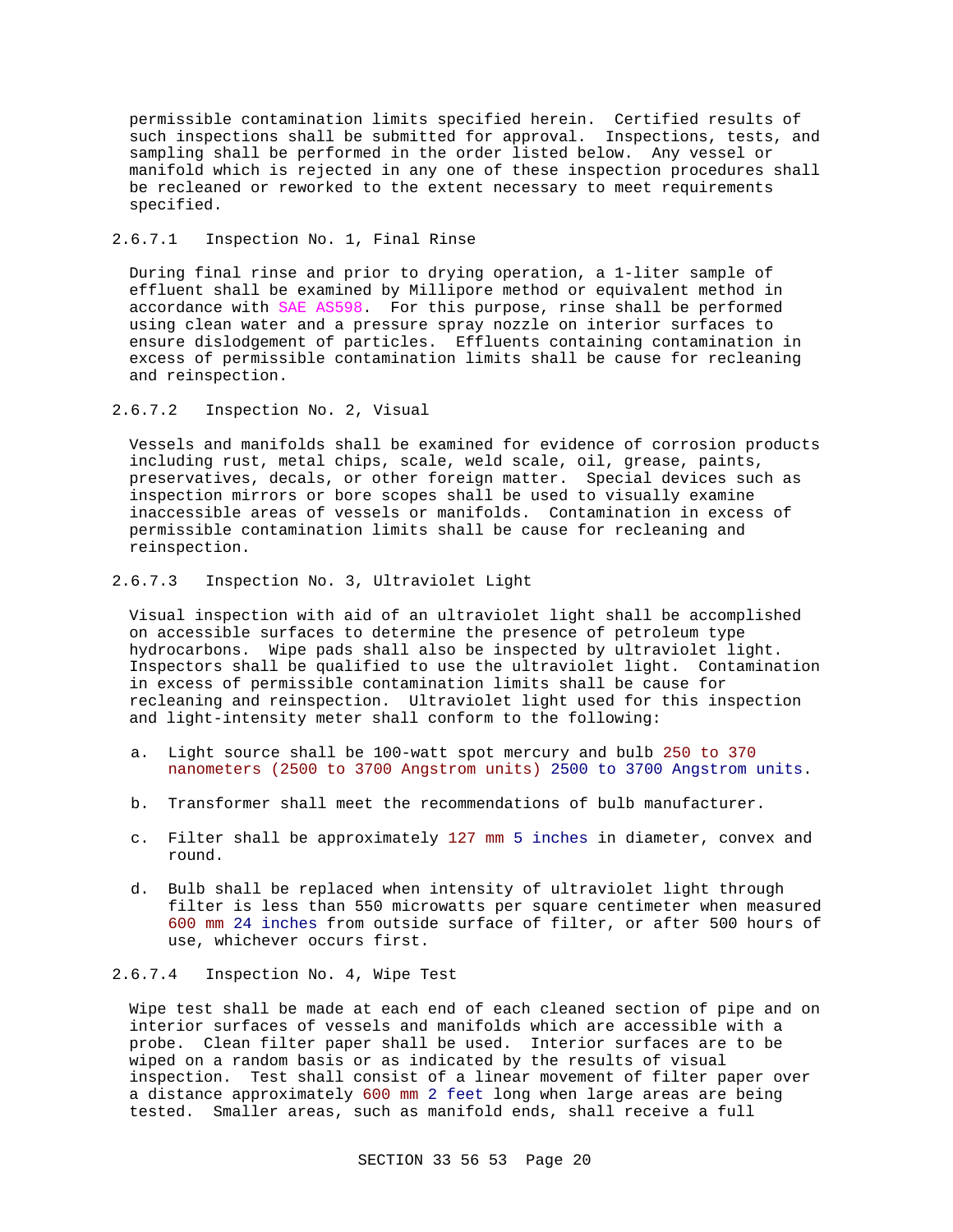permissible contamination limits specified herein. Certified results of such inspections shall be submitted for approval. Inspections, tests, and sampling shall be performed in the order listed below. Any vessel or manifold which is rejected in any one of these inspection procedures shall be recleaned or reworked to the extent necessary to meet requirements specified.

#### 2.6.7.1 Inspection No. 1, Final Rinse

During final rinse and prior to drying operation, a 1-liter sample of effluent shall be examined by Millipore method or equivalent method in accordance with SAE AS598. For this purpose, rinse shall be performed using clean water and a pressure spray nozzle on interior surfaces to ensure dislodgement of particles. Effluents containing contamination in excess of permissible contamination limits shall be cause for recleaning and reinspection.

#### 2.6.7.2 Inspection No. 2, Visual

Vessels and manifolds shall be examined for evidence of corrosion products including rust, metal chips, scale, weld scale, oil, grease, paints, preservatives, decals, or other foreign matter. Special devices such as inspection mirrors or bore scopes shall be used to visually examine inaccessible areas of vessels or manifolds. Contamination in excess of permissible contamination limits shall be cause for recleaning and reinspection.

#### 2.6.7.3 Inspection No. 3, Ultraviolet Light

Visual inspection with aid of an ultraviolet light shall be accomplished on accessible surfaces to determine the presence of petroleum type hydrocarbons. Wipe pads shall also be inspected by ultraviolet light. Inspectors shall be qualified to use the ultraviolet light. Contamination in excess of permissible contamination limits shall be cause for recleaning and reinspection. Ultraviolet light used for this inspection and light-intensity meter shall conform to the following:

a. Light source shall be 100-watt spot mercury and bulb 250 to 370 nanometers (2500 to 3700 Angstrom units) 2500 to 3700 Angstrom units.

b. Transformer shall meet the recommendations of bulb manufacturer.

c. Filter shall be approximately 127 mm 5 inches in diameter, convex and round.

d. Bulb shall be replaced when intensity of ultraviolet light through filter is less than 550 microwatts per square centimeter when measured 600 mm 24 inches from outside surface of filter, or after 500 hours of use, whichever occurs first.

#### 2.6.7.4 Inspection No. 4, Wipe Test

Wipe test shall be made at each end of each cleaned section of pipe and on interior surfaces of vessels and manifolds which are accessible with a probe. Clean filter paper shall be used. Interior surfaces are to be wiped on a random basis or as indicated by the results of visual inspection. Test shall consist of a linear movement of filter paper over a distance approximately 600 mm 2 feet long when large areas are being tested. Smaller areas, such as manifold ends, shall receive a full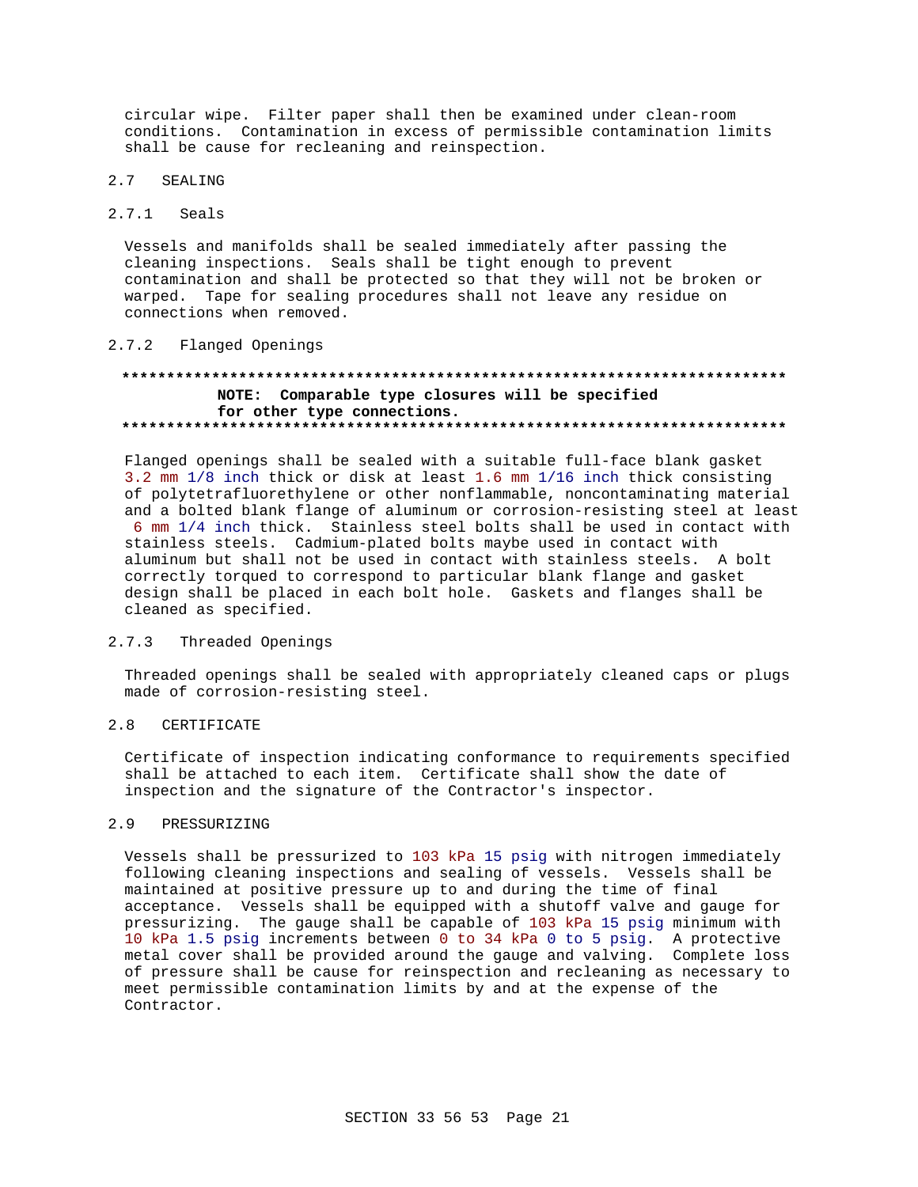circular wipe. Filter paper shall then be examined under clean-room conditions. Contamination in excess of permissible contamination limits shall be cause for recleaning and reinspection.

## 2.7 SEALING

### 2.7.1 Seals

Vessels and manifolds shall be sealed immediately after passing the cleaning inspections. Seals shall be tight enough to prevent contamination and shall be protected so that they will not be broken or warped. Tape for sealing procedures shall not leave any residue on connections when removed.

### 2.7.2 Flanged Openings

**************************************************************************

**NOTE: Comparable type closures will be specified for other type connections.**

**************************************************************************

Flanged openings shall be sealed with a suitable full-face blank gasket 3.2 mm 1/8 inch thick or disk at least 1.6 mm 1/16 inch thick consisting of polytetrafluorethylene or other nonflammable, noncontaminating material and a bolted blank flange of aluminum or corrosion-resisting steel at least 6 mm 1/4 inch thick. Stainless steel bolts shall be used in contact with stainless steels. Cadmium-plated bolts maybe used in contact with aluminum but shall not be used in contact with stainless steels. A bolt correctly torqued to correspond to particular blank flange and gasket design shall be placed in each bolt hole. Gaskets and flanges shall be cleaned as specified.

### 2.7.3 Threaded Openings

Threaded openings shall be sealed with appropriately cleaned caps or plugs made of corrosion-resisting steel.

## 2.8 CERTIFICATE

Certificate of inspection indicating conformance to requirements specified shall be attached to each item. Certificate shall show the date of inspection and the signature of the Contractor's inspector.

## 2.9 PRESSURIZING

Vessels shall be pressurized to 103 kPa 15 psig with nitrogen immediately following cleaning inspections and sealing of vessels. Vessels shall be maintained at positive pressure up to and during the time of final acceptance. Vessels shall be equipped with a shutoff valve and gauge for pressurizing. The gauge shall be capable of 103 kPa 15 psig minimum with 10 kPa 1.5 psig increments between 0 to 34 kPa 0 to 5 psig. A protective metal cover shall be provided around the gauge and valving. Complete loss of pressure shall be cause for reinspection and recleaning as necessary to meet permissible contamination limits by and at the expense of the Contractor.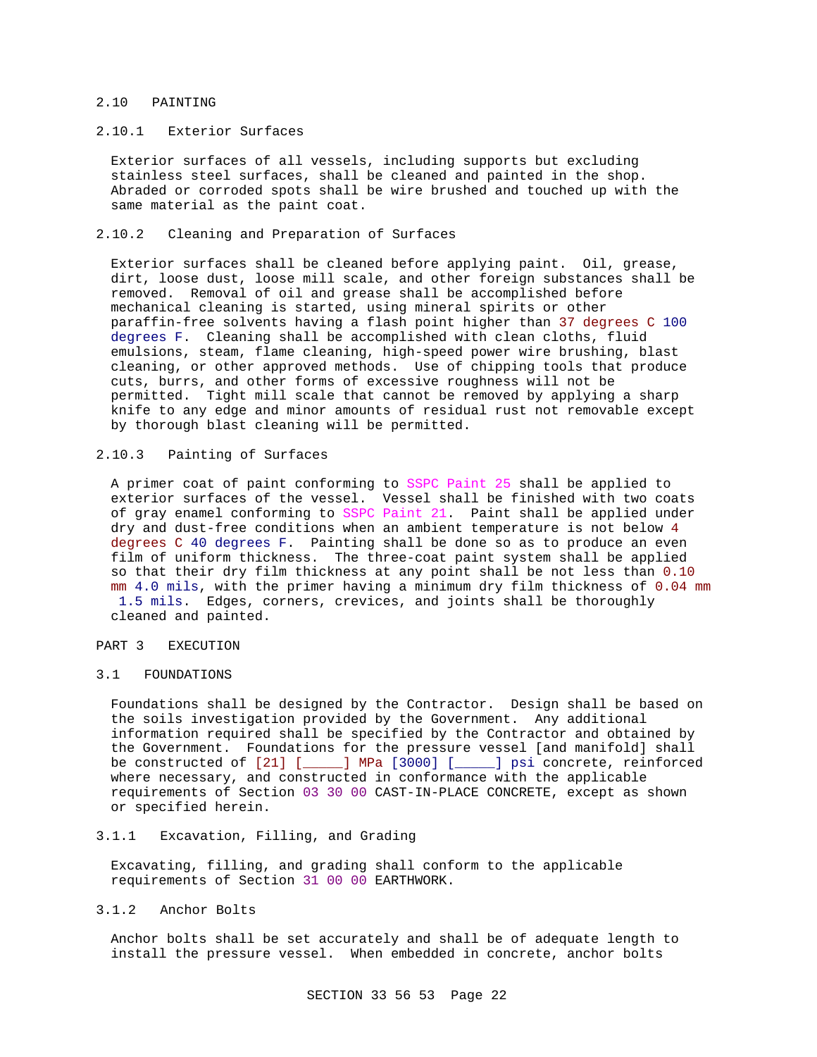## 2.10 PAINTING

### 2.10.1 Exterior Surfaces

Exterior surfaces of all vessels, including supports but excluding stainless steel surfaces, shall be cleaned and painted in the shop. Abraded or corroded spots shall be wire brushed and touched up with the same material as the paint coat.

### 2.10.2 Cleaning and Preparation of Surfaces

Exterior surfaces shall be cleaned before applying paint. Oil, grease, dirt, loose dust, loose mill scale, and other foreign substances shall be removed. Removal of oil and grease shall be accomplished before mechanical cleaning is started, using mineral spirits or other paraffin-free solvents having a flash point higher than 37 degrees C 100 degrees F. Cleaning shall be accomplished with clean cloths, fluid emulsions, steam, flame cleaning, high-speed power wire brushing, blast cleaning, or other approved methods. Use of chipping tools that produce cuts, burrs, and other forms of excessive roughness will not be permitted. Tight mill scale that cannot be removed by applying a sharp knife to any edge and minor amounts of residual rust not removable except by thorough blast cleaning will be permitted.

### 2.10.3 Painting of Surfaces

A primer coat of paint conforming to SSPC Paint 25 shall be applied to exterior surfaces of the vessel. Vessel shall be finished with two coats of gray enamel conforming to SSPC Paint 21. Paint shall be applied under dry and dust-free conditions when an ambient temperature is not below 4 degrees C 40 degrees F. Painting shall be done so as to produce an even film of uniform thickness. The three-coat paint system shall be applied so that their dry film thickness at any point shall be not less than 0.10 mm 4.0 mils, with the primer having a minimum dry film thickness of 0.04 mm 1.5 mils. Edges, corners, crevices, and joints shall be thoroughly cleaned and painted.

# PART 3 EXECUTION

## 3.1 FOUNDATIONS

Foundations shall be designed by the Contractor. Design shall be based on the soils investigation provided by the Government. Any additional information required shall be specified by the Contractor and obtained by the Government. Foundations for the pressure vessel [and manifold] shall be constructed of [21] [_____] MPa [3000] [_____] psi concrete, reinforced where necessary, and constructed in conformance with the applicable requirements of Section 03 30 00 CAST-IN-PLACE CONCRETE, except as shown or specified herein.

### 3.1.1 Excavation, Filling, and Grading

Excavating, filling, and grading shall conform to the applicable requirements of Section 31 00 00 EARTHWORK.

### 3.1.2 Anchor Bolts

Anchor bolts shall be set accurately and shall be of adequate length to install the pressure vessel. When embedded in concrete, anchor bolts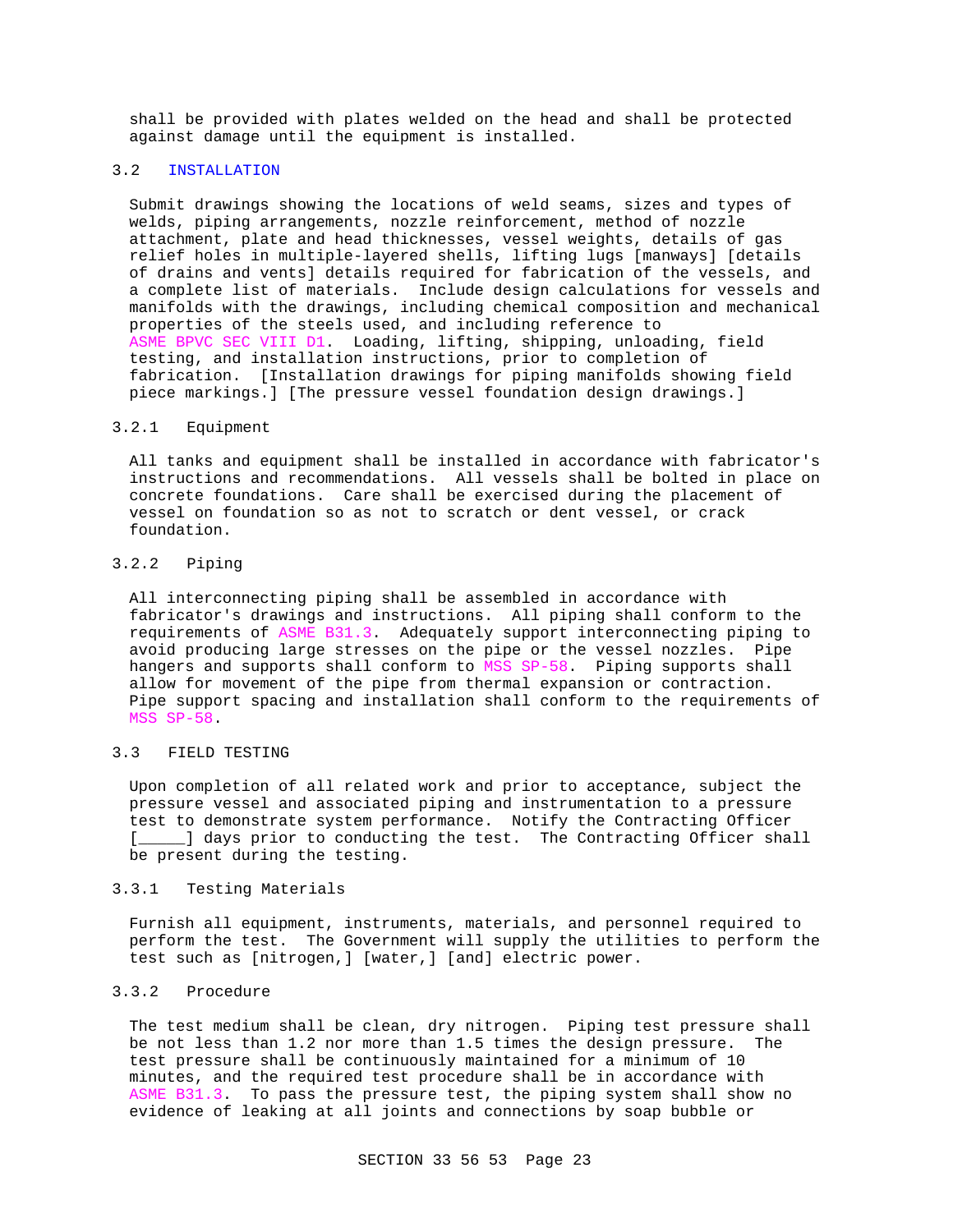shall be provided with plates welded on the head and shall be protected against damage until the equipment is installed.

## 3.2 INSTALLATION

Submit drawings showing the locations of weld seams, sizes and types of welds, piping arrangements, nozzle reinforcement, method of nozzle attachment, plate and head thicknesses, vessel weights, details of gas relief holes in multiple-layered shells, lifting lugs [manways] [details of drains and vents] details required for fabrication of the vessels, and a complete list of materials. Include design calculations for vessels and manifolds with the drawings, including chemical composition and mechanical properties of the steels used, and including reference to ASME BPVC SEC VIII D1. Loading, lifting, shipping, unloading, field testing, and installation instructions, prior to completion of fabrication. [Installation drawings for piping manifolds showing field piece markings.] [The pressure vessel foundation design drawings.]

### 3.2.1 Equipment

All tanks and equipment shall be installed in accordance with fabricator's instructions and recommendations. All vessels shall be bolted in place on concrete foundations. Care shall be exercised during the placement of vessel on foundation so as not to scratch or dent vessel, or crack foundation.

### 3.2.2 Piping

All interconnecting piping shall be assembled in accordance with fabricator's drawings and instructions. All piping shall conform to the requirements of ASME B31.3. Adequately support interconnecting piping to avoid producing large stresses on the pipe or the vessel nozzles. Pipe hangers and supports shall conform to MSS SP-58. Piping supports shall allow for movement of the pipe from thermal expansion or contraction. Pipe support spacing and installation shall conform to the requirements of MSS SP-58.

## 3.3 FIELD TESTING

Upon completion of all related work and prior to acceptance, subject the pressure vessel and associated piping and instrumentation to a pressure test to demonstrate system performance. Notify the Contracting Officer [_____] days prior to conducting the test. The Contracting Officer shall be present during the testing.

### 3.3.1 Testing Materials

Furnish all equipment, instruments, materials, and personnel required to perform the test. The Government will supply the utilities to perform the test such as [nitrogen,] [water,] [and] electric power.

### 3.3.2 Procedure

The test medium shall be clean, dry nitrogen. Piping test pressure shall be not less than 1.2 nor more than 1.5 times the design pressure. The test pressure shall be continuously maintained for a minimum of 10 minutes, and the required test procedure shall be in accordance with ASME B31.3. To pass the pressure test, the piping system shall show no evidence of leaking at all joints and connections by soap bubble or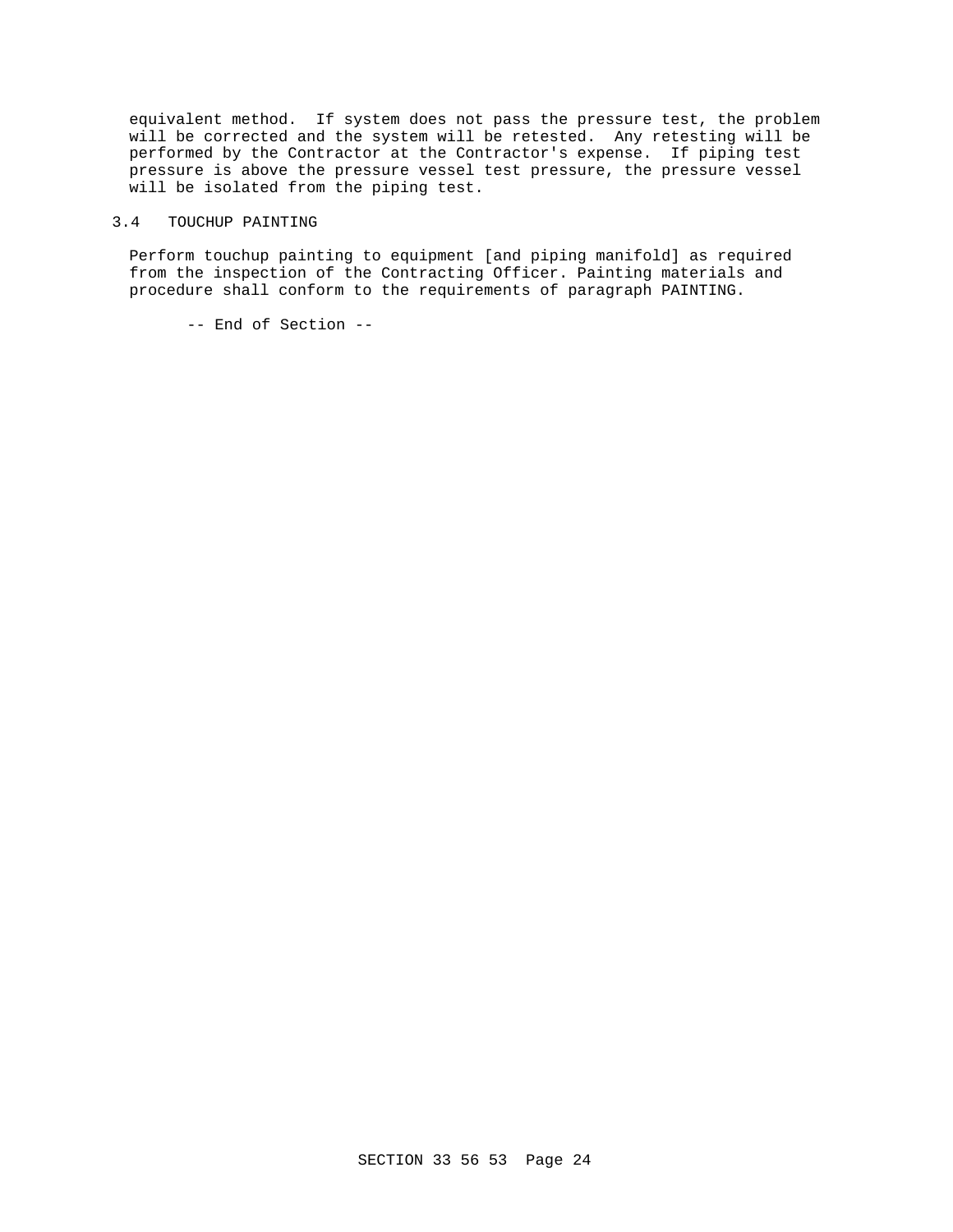equivalent method. If system does not pass the pressure test, the problem will be corrected and the system will be retested. Any retesting will be performed by the Contractor at the Contractor's expense. If piping test pressure is above the pressure vessel test pressure, the pressure vessel will be isolated from the piping test.

## 3.4 TOUCHUP PAINTING

Perform touchup painting to equipment [and piping manifold] as required from the inspection of the Contracting Officer. Painting materials and procedure shall conform to the requirements of paragraph PAINTING.

-- End of Section --